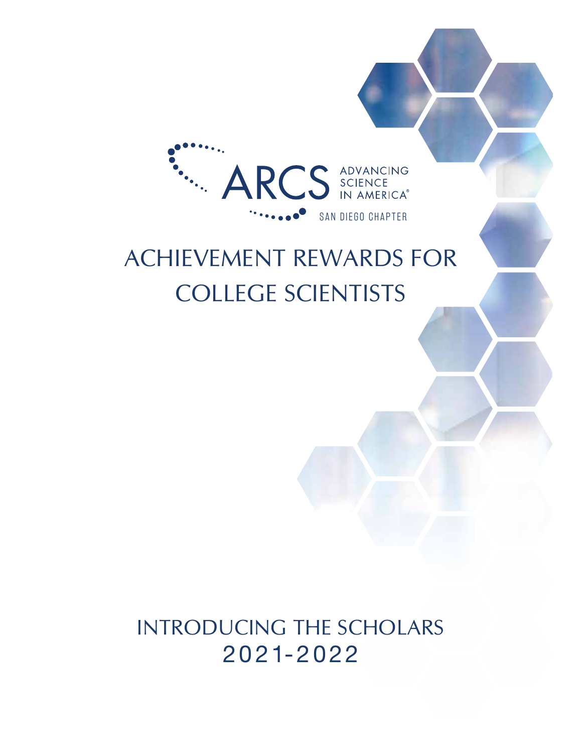ARCS ADVANCING SCIENCE IN AMERICA®

SAN DIEGO CHAPTER

# ACHIEVEMENT REWARDS FOR COLLEGE SCIENTISTS

## INTRODUCING THE SCHOLARS 2021-2022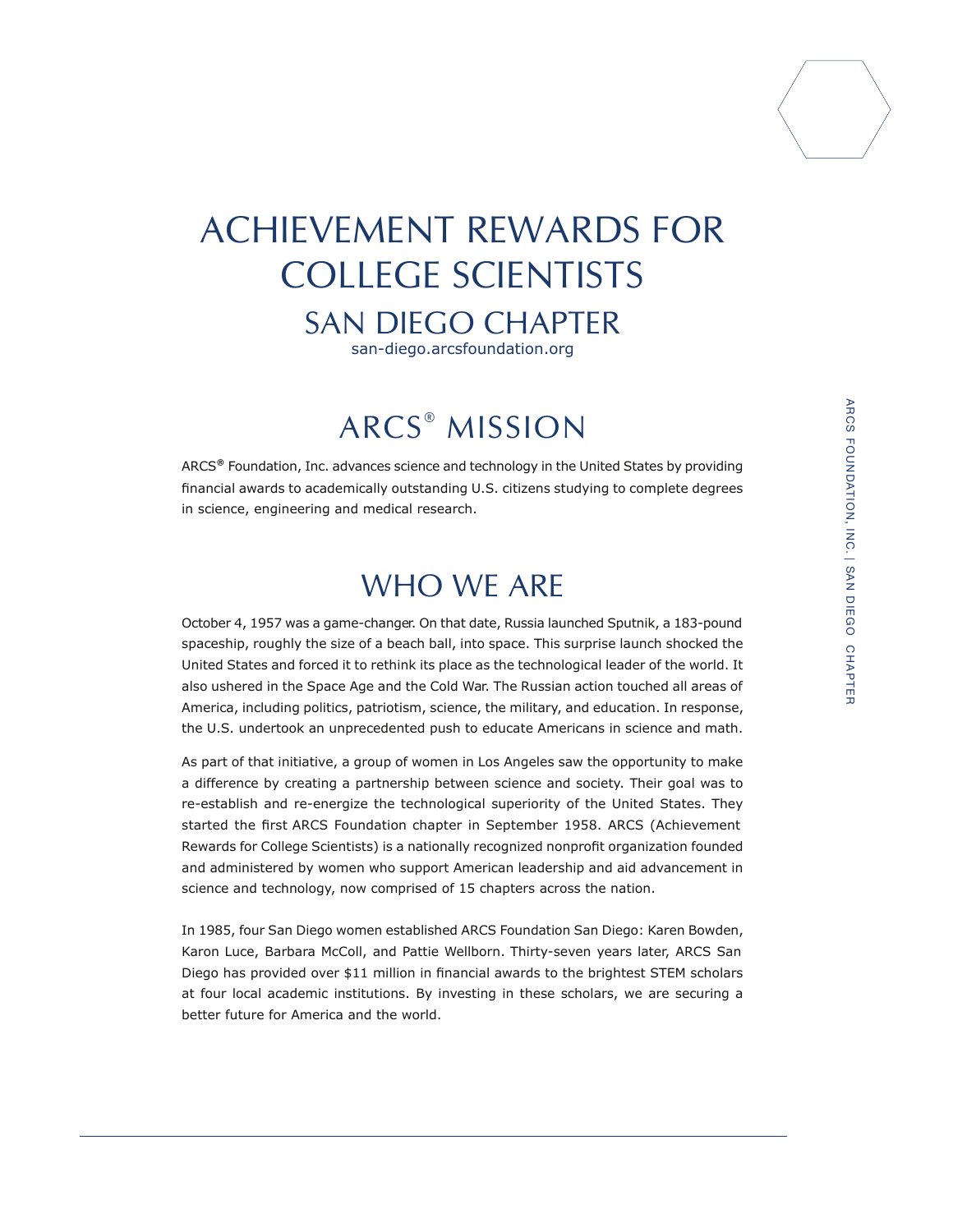# ACHIEVEMENT REWARDS FOR COLLEGE SCIENTISTS

## SAN DIEGO CHAPTER

san-diego.arcsfoundation.org

## ARCS® MISSION

ARCS® Foundation, Inc. advances science and technology in the United States by providing financial awards to academically outstanding U.S. citizens studying to complete degrees in science, engineering and medical research.

## WHO WE ARE

October 4, 1957 was a game-changer. On that date, Russia launched Sputnik, a 183-pound spaceship, roughly the size of a beach ball, into space. This surprise launch shocked the United States and forced it to rethink its place as the technological leader of the world. It also ushered in the Space Age and the Cold War. The Russian action touched all areas of America, including politics, patriotism, science, the military, and education. In response, the U.S. undertook an unprecedented push to educate Americans in science and math.

As part of that initiative, a group of women in Los Angeles saw the opportunity to make a difference by creating a partnership between science and society. Their goal was to re-establish and re-energize the technological superiority of the United States. They started the first ARCS Foundation chapter in September 1958. ARCS (Achievement Rewards for College Scientists) is a nationally recognized nonprofit organization founded and administered by women who support American leadership and aid advancement in science and technology, now comprised of 15 chapters across the nation.

In 1985, four San Diego women established ARCS Foundation San Diego: Karen Bowden, Karon Luce, Barbara McColl, and Pattie Wellborn. Thirty-seven years later, ARCS San Diego has provided over $11 million in financial awards to the brightest STEM scholars at four local academic institutions. By investing in these scholars, we are securing a better future for America and the world.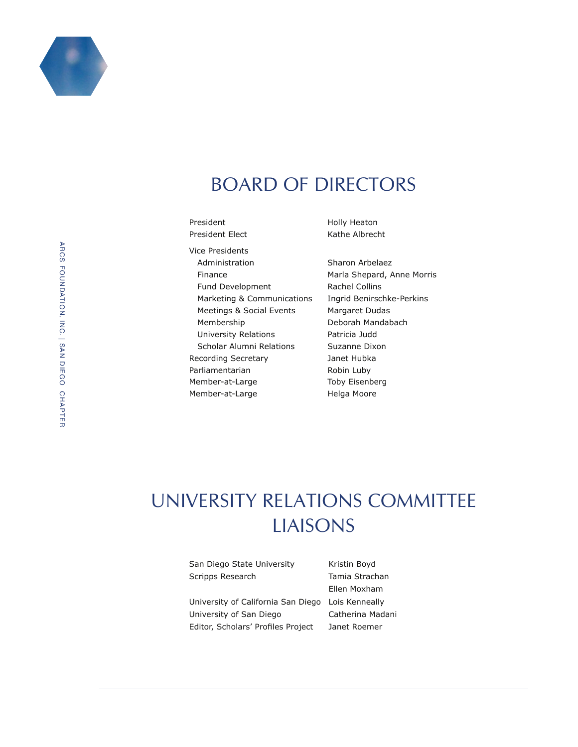# BOARD OF DIRECTORS

| | |
|---|---|
| President | Holly Heaton |
| President Elect | Kathe Albrecht |
| Vice Presidents | |
| Administration | Sharon Arbelaez |
| Finance | Marla Shepard, Anne Morris |
| Fund Development | Rachel Collins |
| Marketing & Communications | Ingrid Benirschke-Perkins |
| Meetings & Social Events | Margaret Dudas |
| Membership | Deborah Mandabach |
| University Relations | Patricia Judd |
| Scholar Alumni Relations | Suzanne Dixon |
| Recording Secretary | Janet Hubka |
| Parliamentarian | Robin Luby |
| Member-at-Large | Toby Eisenberg |
| Member-at-Large | Helga Moore |

# UNIVERSITY RELATIONS COMMITTEE LIAISONS

| | |
|---|---|
| San Diego State University | Kristin Boyd |
| Scripps Research | Tamia Strachan |
| | Ellen Moxham |
| University of California San Diego | Lois Kenneally |
| University of San Diego | Catherina Madani |
| Editor, Scholars' Profiles Project | Janet Roemer |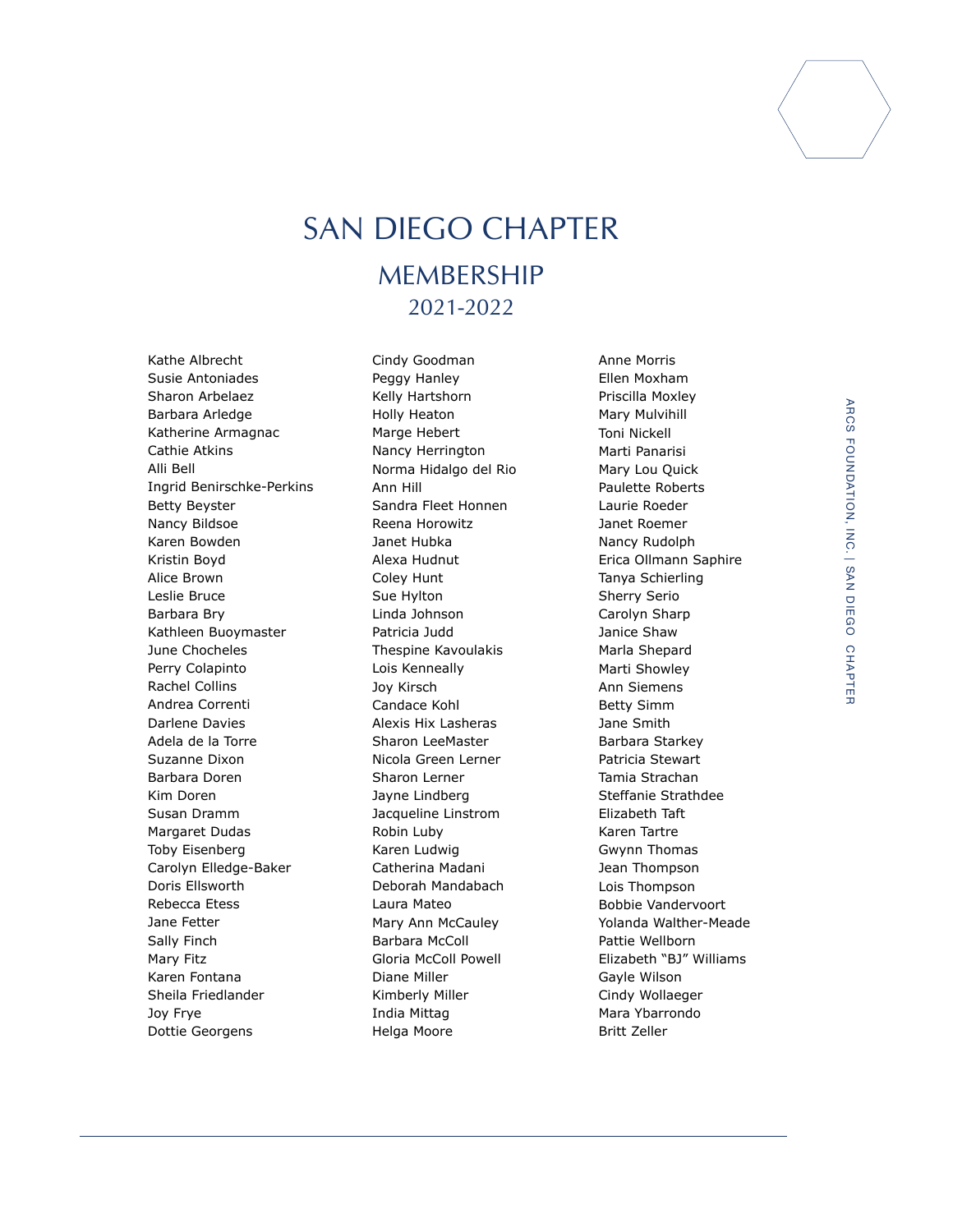# SAN DIEGO CHAPTER

## MEMBERSHIP

### 2021-2022

Kathe Albrecht
Susie Antoniades
Sharon Arbelaez
Barbara Arledge
Katherine Armagnac
Cathie Atkins
Alli Bell
Ingrid Benirschke-Perkins
Betty Beyster
Nancy Bildsoe
Karen Bowden
Kristin Boyd
Alice Brown
Leslie Bruce
Barbara Bry
Kathleen Buoymaster
June Chocheles
Perry Colapinto
Rachel Collins
Andrea Correnti
Darlene Davies
Adela de la Torre
Suzanne Dixon
Barbara Doren
Kim Doren
Susan Dramm
Margaret Dudas
Toby Eisenberg
Carolyn Elledge-Baker
Doris Ellsworth
Rebecca Etess
Jane Fetter
Sally Finch
Mary Fitz
Karen Fontana
Sheila Friedlander
Joy Frye
Dottie Georgens
Cindy Goodman
Peggy Hanley
Kelly Hartshorn
Holly Heaton
Marge Hebert
Nancy Herrington
Norma Hidalgo del Rio
Ann Hill
Sandra Fleet Honnen
Reena Horowitz
Janet Hubka
Alexa Hudnut
Coley Hunt
Sue Hylton
Linda Johnson
Patricia Judd
Thespine Kavoulakis
Lois Kenneally
Joy Kirsch
Candace Kohl
Alexis Hix Lasheras
Sharon LeeMaster
Nicola Green Lerner
Sharon Lerner
Jayne Lindberg
Jacqueline Linstrom
Robin Luby
Karen Ludwig
Catherina Madani
Deborah Mandabach
Laura Mateo
Mary Ann McCauley
Barbara McColl
Gloria McColl Powell
Diane Miller
Kimberly Miller
India Mittag
Helga Moore
Anne Morris
Ellen Moxham
Priscilla Moxley
Mary Mulvihill
Toni Nickell
Marti Panarisi
Mary Lou Quick
Paulette Roberts
Laurie Roeder
Janet Roemer
Nancy Rudolph
Erica Ollmann Saphire
Tanya Schierling
Sherry Serio
Carolyn Sharp
Janice Shaw
Marla Shepard
Marti Showley
Ann Siemens
Betty Simm
Jane Smith
Barbara Starkey
Patricia Stewart
Tamia Strachan
Steffanie Strathdee
Elizabeth Taft
Karen Tartre
Gwynn Thomas
Jean Thompson
Lois Thompson
Bobbie Vandervoort
Yolanda Walther-Meade
Pattie Wellborn
Elizabeth "BJ" Williams
Gayle Wilson
Cindy Wollaeger
Mara Ybarrondo
Britt Zeller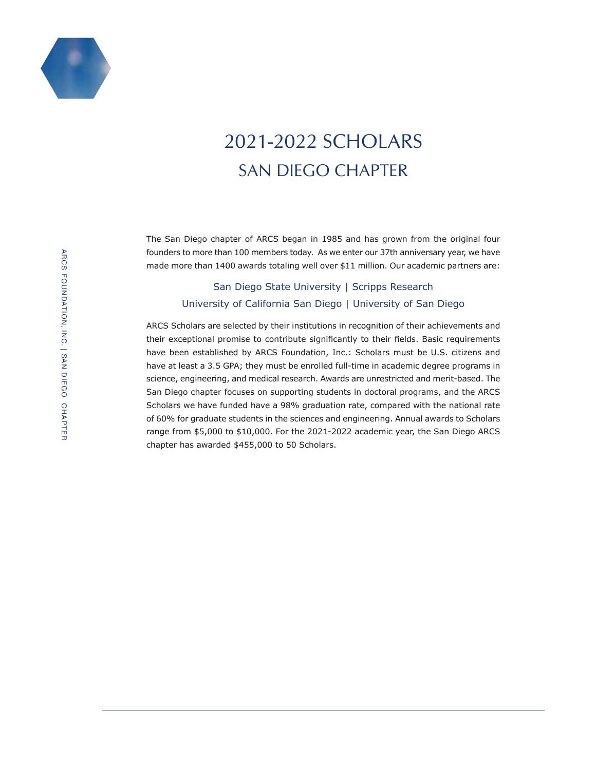# 2021-2022 SCHOLARS
## SAN DIEGO CHAPTER

The San Diego chapter of ARCS began in 1985 and has grown from the original four founders to more than 100 members today. As we enter our 37th anniversary year, we have made more than 1400 awards totaling well over $11 million. Our academic partners are:

San Diego State University | Scripps Research
University of California San Diego | University of San Diego

ARCS Scholars are selected by their institutions in recognition of their achievements and their exceptional promise to contribute significantly to their fields. Basic requirements have been established by ARCS Foundation, Inc.: Scholars must be U.S. citizens and have at least a 3.5 GPA; they must be enrolled full-time in academic degree programs in science, engineering, and medical research. Awards are unrestricted and merit-based. The San Diego chapter focuses on supporting students in doctoral programs, and the ARCS Scholars we have funded have a 98% graduation rate, compared with the national rate of 60% for graduate students in the sciences and engineering. Annual awards to Scholars range from $5,000 to $10,000. For the 2021-2022 academic year, the San Diego ARCS chapter has awarded $455,000 to 50 Scholars.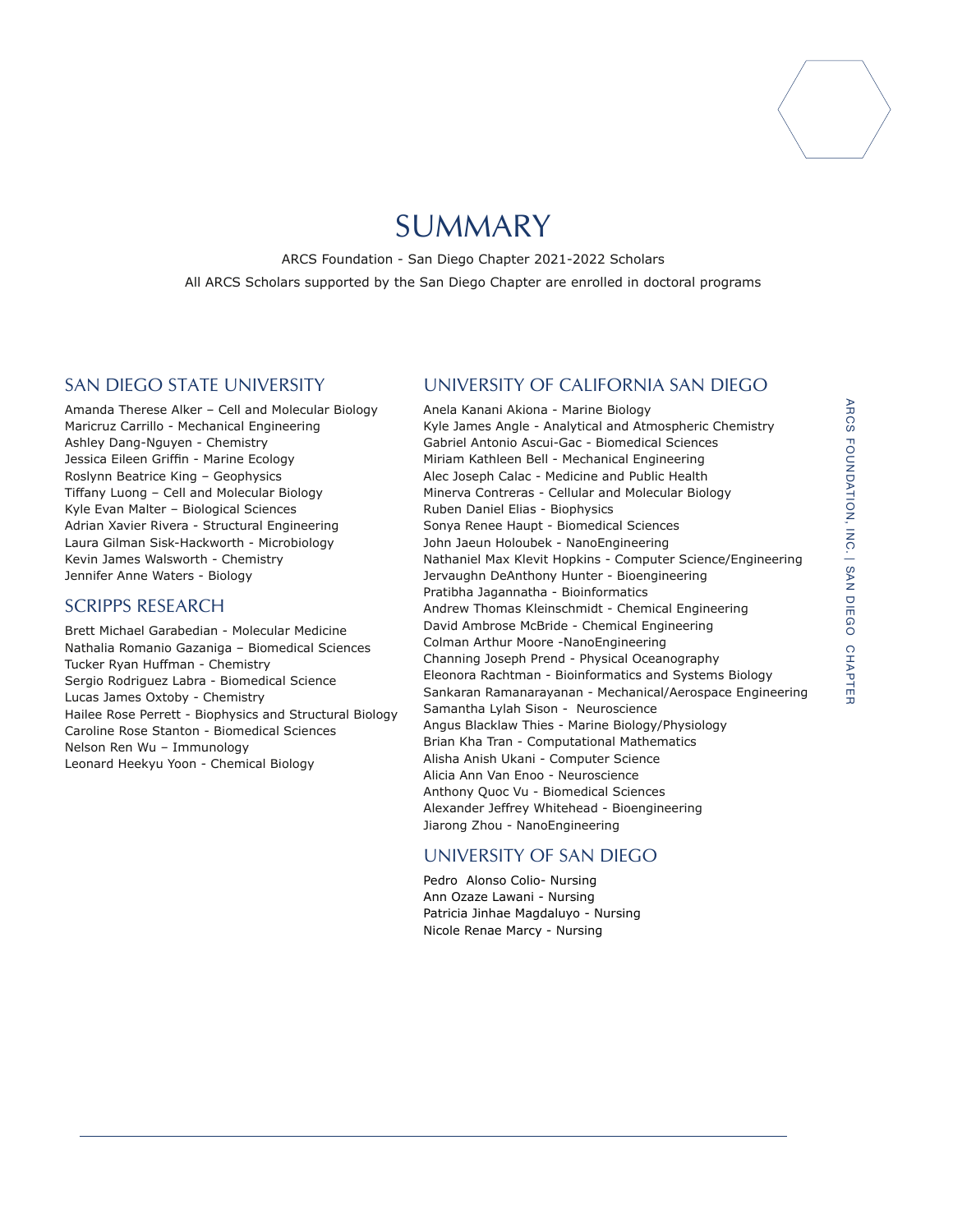# SUMMARY

ARCS Foundation - San Diego Chapter 2021-2022 Scholars

All ARCS Scholars supported by the San Diego Chapter are enrolled in doctoral programs

## SAN DIEGO STATE UNIVERSITY

Amanda Therese Alker – Cell and Molecular Biology
Maricruz Carrillo - Mechanical Engineering
Ashley Dang-Nguyen - Chemistry
Jessica Eileen Griffin - Marine Ecology
Roslynn Beatrice King – Geophysics
Tiffany Luong – Cell and Molecular Biology
Kyle Evan Malter – Biological Sciences
Adrian Xavier Rivera - Structural Engineering
Laura Gilman Sisk-Hackworth - Microbiology
Kevin James Walsworth - Chemistry
Jennifer Anne Waters - Biology

## SCRIPPS RESEARCH

Brett Michael Garabedian - Molecular Medicine
Nathalia Romanio Gazaniga – Biomedical Sciences
Tucker Ryan Huffman - Chemistry
Sergio Rodriguez Labra - Biomedical Science
Lucas James Oxtoby - Chemistry
Hailee Rose Perrett - Biophysics and Structural Biology
Caroline Rose Stanton - Biomedical Sciences
Nelson Ren Wu – Immunology
Leonard Heekyu Yoon - Chemical Biology

## UNIVERSITY OF CALIFORNIA SAN DIEGO

Anela Kanani Akiona - Marine Biology
Kyle James Angle - Analytical and Atmospheric Chemistry
Gabriel Antonio Ascui-Gac - Biomedical Sciences
Miriam Kathleen Bell - Mechanical Engineering
Alec Joseph Calac - Medicine and Public Health
Minerva Contreras - Cellular and Molecular Biology
Ruben Daniel Elias - Biophysics
Sonya Renee Haupt - Biomedical Sciences
John Jaeun Holoubek - NanoEngineering
Nathaniel Max Klevit Hopkins - Computer Science/Engineering
Jervaughn DeAnthony Hunter - Bioengineering
Pratibha Jagannatha - Bioinformatics
Andrew Thomas Kleinschmidt - Chemical Engineering
David Ambrose McBride - Chemical Engineering
Colman Arthur Moore -NanoEngineering
Channing Joseph Prend - Physical Oceanography
Eleonora Rachtman - Bioinformatics and Systems Biology
Sankaran Ramanarayanan - Mechanical/Aerospace Engineering
Samantha Lylah Sison - Neuroscience
Angus Blacklaw Thies - Marine Biology/Physiology
Brian Kha Tran - Computational Mathematics
Alisha Anish Ukani - Computer Science
Alicia Ann Van Enoo - Neuroscience
Anthony Quoc Vu - Biomedical Sciences
Alexander Jeffrey Whitehead - Bioengineering
Jiarong Zhou - NanoEngineering

## UNIVERSITY OF SAN DIEGO

Pedro Alonso Colio- Nursing
Ann Ozaze Lawani - Nursing
Patricia Jinhae Magdaluyo - Nursing
Nicole Renae Marcy - Nursing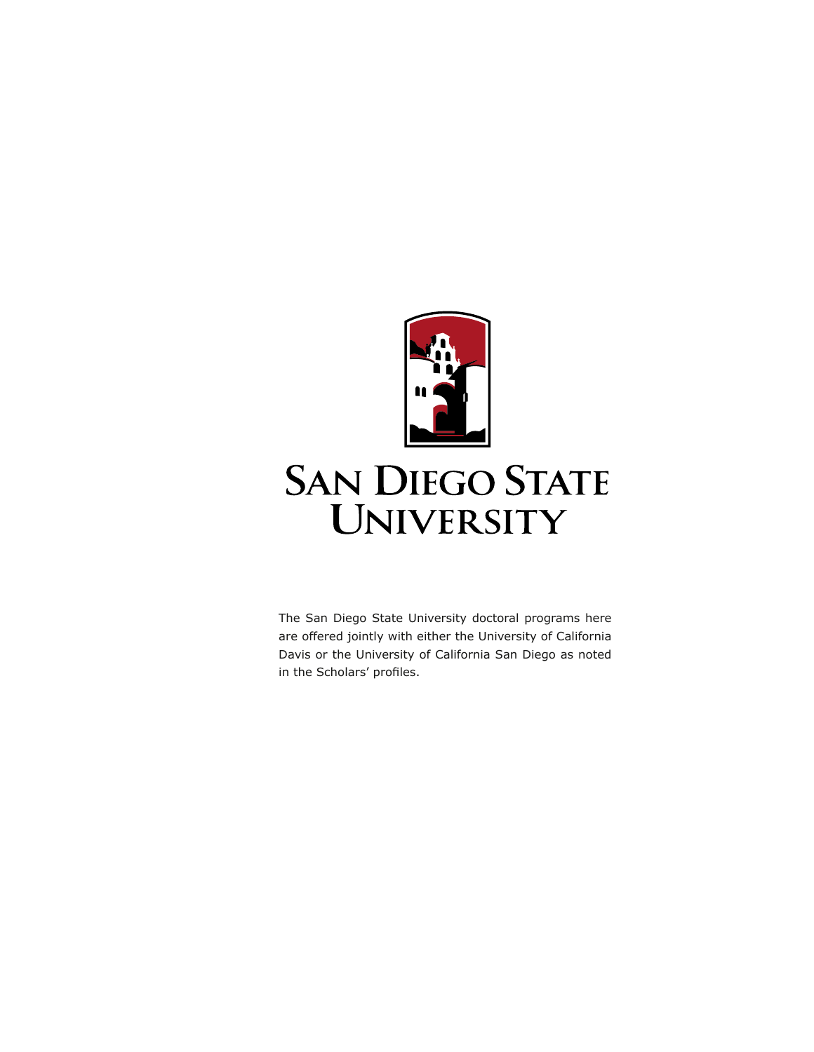# San Diego State University

The San Diego State University doctoral programs here are offered jointly with either the University of California Davis or the University of California San Diego as noted in the Scholars' profiles.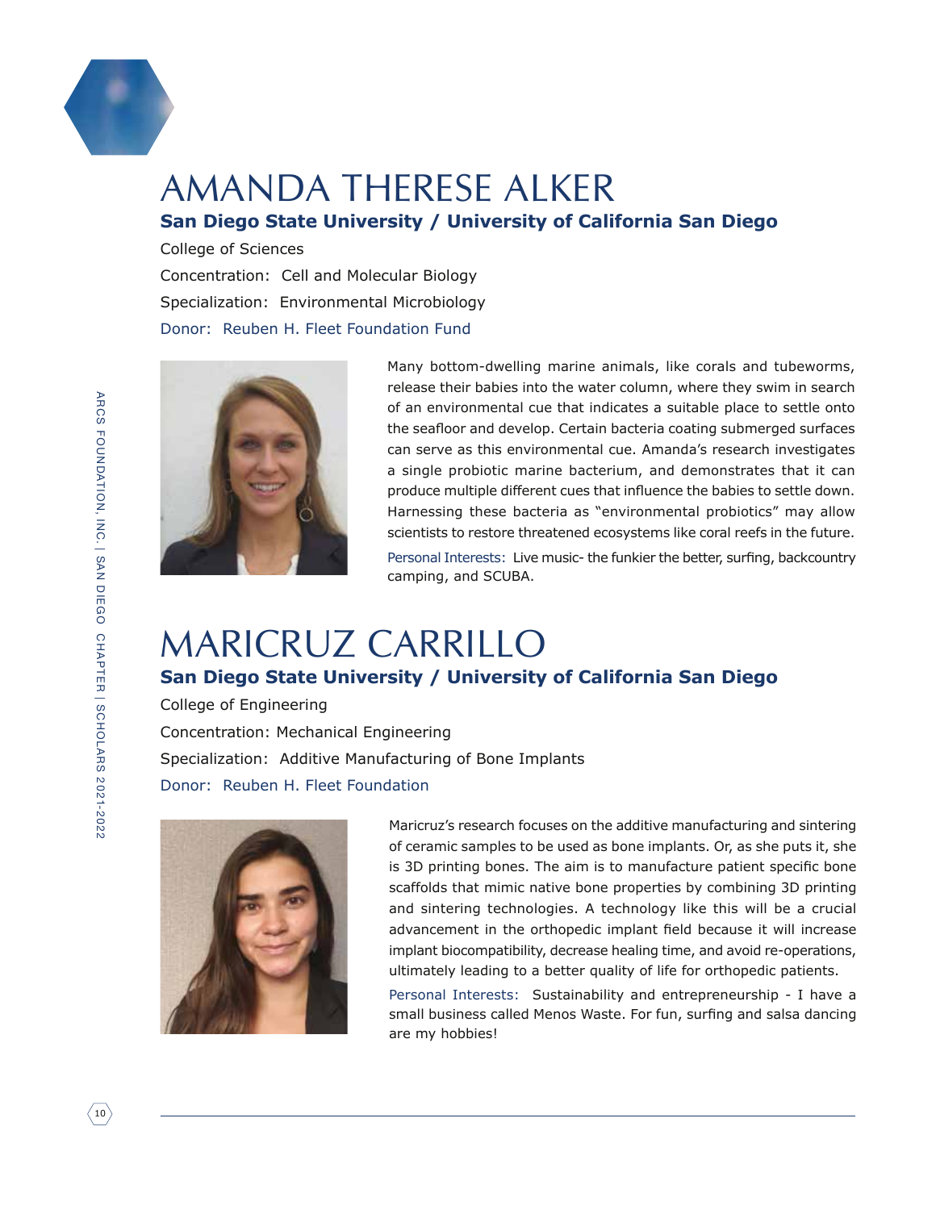# AMANDA THERESE ALKER

**San Diego State University / University of California San Diego**

College of Sciences

Concentration: Cell and Molecular Biology

Specialization: Environmental Microbiology

Donor: Reuben H. Fleet Foundation Fund

Many bottom-dwelling marine animals, like corals and tubeworms, release their babies into the water column, where they swim in search of an environmental cue that indicates a suitable place to settle onto the seafloor and develop. Certain bacteria coating submerged surfaces can serve as this environmental cue. Amanda's research investigates a single probiotic marine bacterium, and demonstrates that it can produce multiple different cues that influence the babies to settle down. Harnessing these bacteria as "environmental probiotics" may allow scientists to restore threatened ecosystems like coral reefs in the future.

Personal Interests: Live music- the funkier the better, surfing, backcountry camping, and SCUBA.

# MARICRUZ CARRILLO

**San Diego State University / University of California San Diego**

College of Engineering

Concentration: Mechanical Engineering

Specialization: Additive Manufacturing of Bone Implants

Donor: Reuben H. Fleet Foundation

Maricruz's research focuses on the additive manufacturing and sintering of ceramic samples to be used as bone implants. Or, as she puts it, she is 3D printing bones. The aim is to manufacture patient specific bone scaffolds that mimic native bone properties by combining 3D printing and sintering technologies. A technology like this will be a crucial advancement in the orthopedic implant field because it will increase implant biocompatibility, decrease healing time, and avoid re-operations, ultimately leading to a better quality of life for orthopedic patients.

Personal Interests: Sustainability and entrepreneurship - I have a small business called Menos Waste. For fun, surfing and salsa dancing are my hobbies!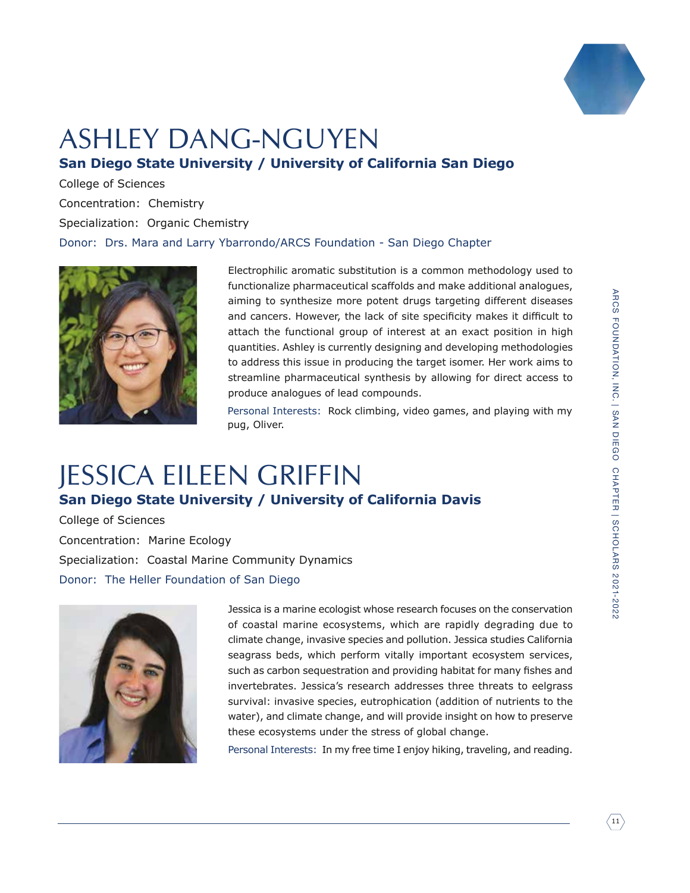# ASHLEY DANG-NGUYEN

**San Diego State University / University of California San Diego**

College of Sciences

Concentration: Chemistry

Specialization: Organic Chemistry

Donor: Drs. Mara and Larry Ybarrondo/ARCS Foundation - San Diego Chapter

Electrophilic aromatic substitution is a common methodology used to functionalize pharmaceutical scaffolds and make additional analogues, aiming to synthesize more potent drugs targeting different diseases and cancers. However, the lack of site specificity makes it difficult to attach the functional group of interest at an exact position in high quantities. Ashley is currently designing and developing methodologies to address this issue in producing the target isomer. Her work aims to streamline pharmaceutical synthesis by allowing for direct access to produce analogues of lead compounds.

Personal Interests: Rock climbing, video games, and playing with my pug, Oliver.

# JESSICA EILEEN GRIFFIN

**San Diego State University / University of California Davis**

College of Sciences

Concentration: Marine Ecology

Specialization: Coastal Marine Community Dynamics

Donor: The Heller Foundation of San Diego

Jessica is a marine ecologist whose research focuses on the conservation of coastal marine ecosystems, which are rapidly degrading due to climate change, invasive species and pollution. Jessica studies California seagrass beds, which perform vitally important ecosystem services, such as carbon sequestration and providing habitat for many fishes and invertebrates. Jessica's research addresses three threats to eelgrass survival: invasive species, eutrophication (addition of nutrients to the water), and climate change, and will provide insight on how to preserve these ecosystems under the stress of global change.

Personal Interests: In my free time I enjoy hiking, traveling, and reading.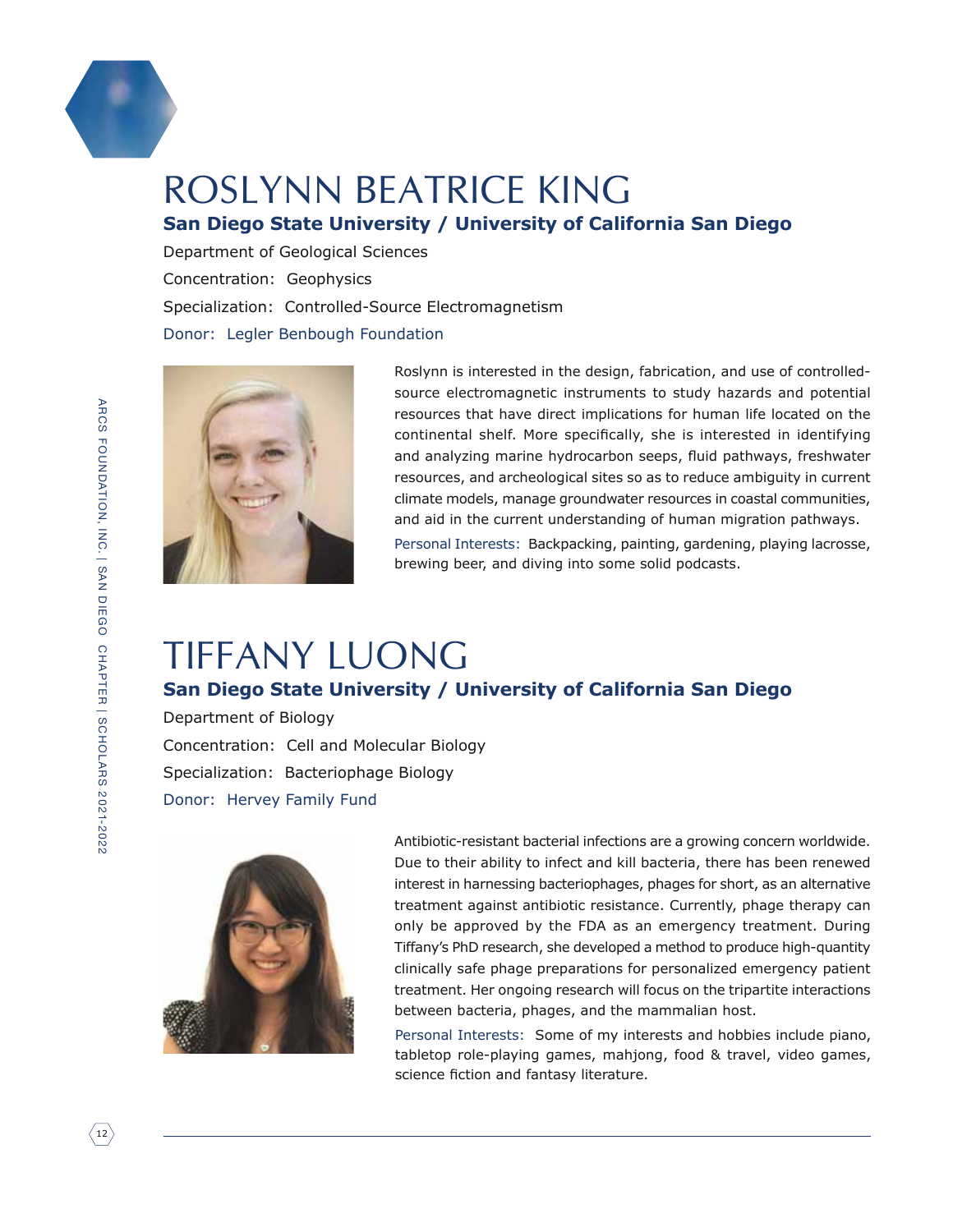# ROSLYNN BEATRICE KING

### San Diego State University / University of California San Diego

Department of Geological Sciences

Concentration: Geophysics

Specialization: Controlled-Source Electromagnetism

Donor: Legler Benbough Foundation

Roslynn is interested in the design, fabrication, and use of controlled-source electromagnetic instruments to study hazards and potential resources that have direct implications for human life located on the continental shelf. More specifically, she is interested in identifying and analyzing marine hydrocarbon seeps, fluid pathways, freshwater resources, and archeological sites so as to reduce ambiguity in current climate models, manage groundwater resources in coastal communities, and aid in the current understanding of human migration pathways.

Personal Interests: Backpacking, painting, gardening, playing lacrosse, brewing beer, and diving into some solid podcasts.

# TIFFANY LUONG

### San Diego State University / University of California San Diego

Department of Biology

Concentration: Cell and Molecular Biology

Specialization: Bacteriophage Biology

Donor: Hervey Family Fund

Antibiotic-resistant bacterial infections are a growing concern worldwide. Due to their ability to infect and kill bacteria, there has been renewed interest in harnessing bacteriophages, phages for short, as an alternative treatment against antibiotic resistance. Currently, phage therapy can only be approved by the FDA as an emergency treatment. During Tiffany's PhD research, she developed a method to produce high-quantity clinically safe phage preparations for personalized emergency patient treatment. Her ongoing research will focus on the tripartite interactions between bacteria, phages, and the mammalian host.

Personal Interests: Some of my interests and hobbies include piano, tabletop role-playing games, mahjong, food & travel, video games, science fiction and fantasy literature.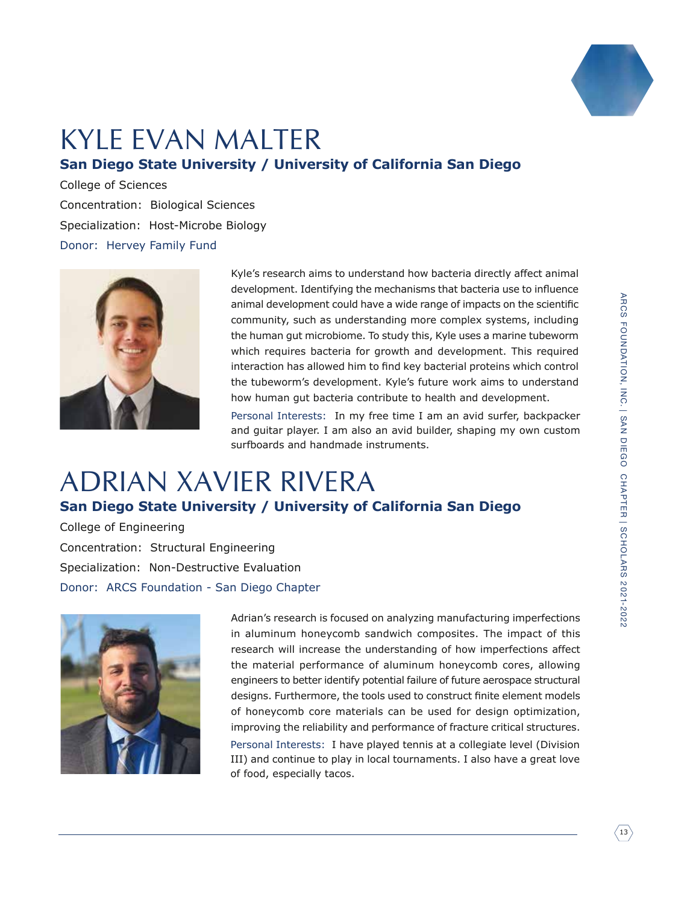# KYLE EVAN MALTER

**San Diego State University / University of California San Diego**

College of Sciences

Concentration: Biological Sciences

Specialization: Host-Microbe Biology

Donor: Hervey Family Fund

Kyle's research aims to understand how bacteria directly affect animal development. Identifying the mechanisms that bacteria use to influence animal development could have a wide range of impacts on the scientific community, such as understanding more complex systems, including the human gut microbiome. To study this, Kyle uses a marine tubeworm which requires bacteria for growth and development. This required interaction has allowed him to find key bacterial proteins which control the tubeworm's development. Kyle's future work aims to understand how human gut bacteria contribute to health and development.

Personal Interests: In my free time I am an avid surfer, backpacker and guitar player. I am also an avid builder, shaping my own custom surfboards and handmade instruments.

# ADRIAN XAVIER RIVERA

**San Diego State University / University of California San Diego**

College of Engineering

Concentration: Structural Engineering

Specialization: Non-Destructive Evaluation

Donor: ARCS Foundation - San Diego Chapter

Adrian's research is focused on analyzing manufacturing imperfections in aluminum honeycomb sandwich composites. The impact of this research will increase the understanding of how imperfections affect the material performance of aluminum honeycomb cores, allowing engineers to better identify potential failure of future aerospace structural designs. Furthermore, the tools used to construct finite element models of honeycomb core materials can be used for design optimization, improving the reliability and performance of fracture critical structures.

Personal Interests: I have played tennis at a collegiate level (Division III) and continue to play in local tournaments. I also have a great love of food, especially tacos.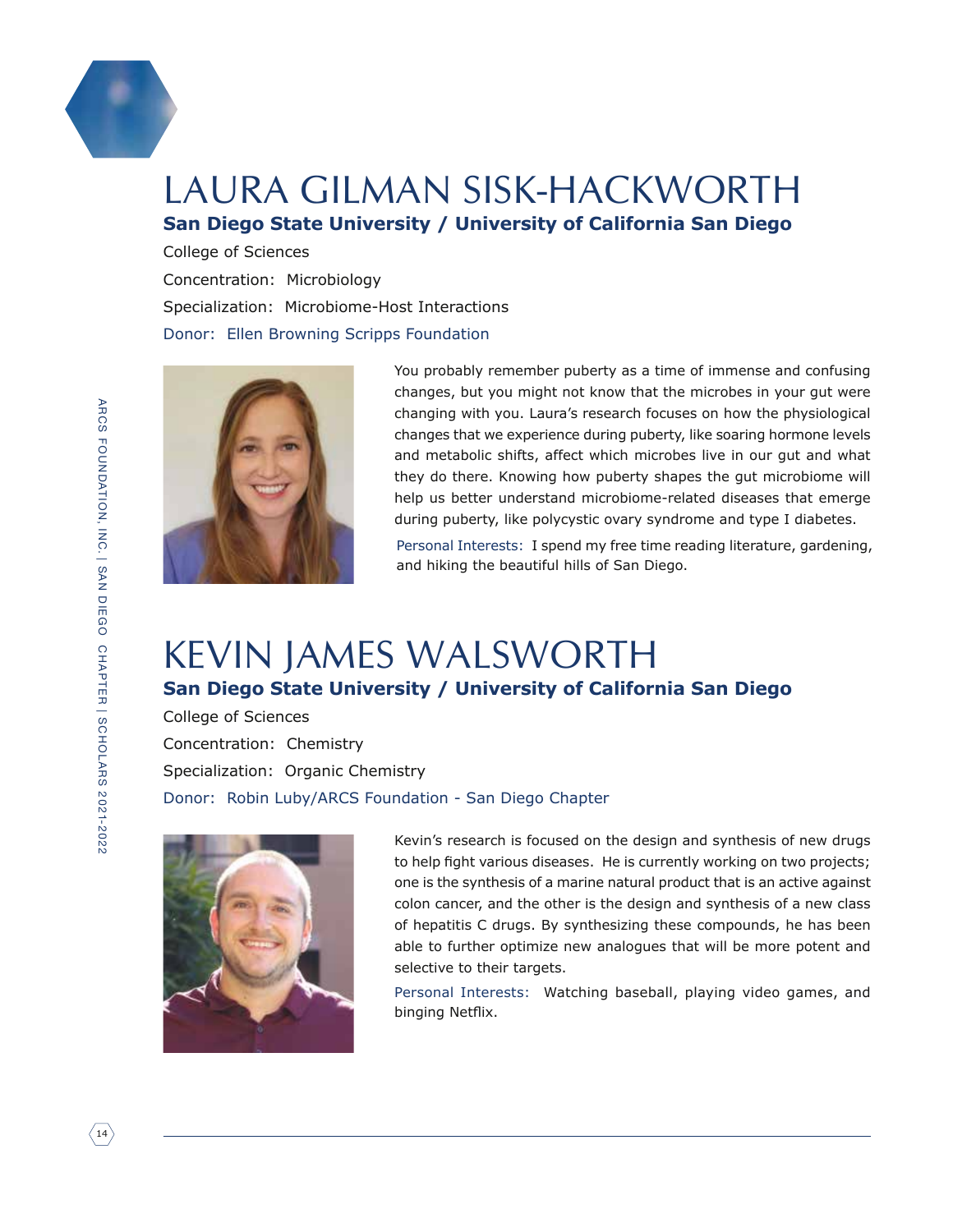# LAURA GILMAN SISK-HACKWORTH

**San Diego State University / University of California San Diego**

College of Sciences

Concentration: Microbiology

Specialization: Microbiome-Host Interactions

Donor: Ellen Browning Scripps Foundation

You probably remember puberty as a time of immense and confusing changes, but you might not know that the microbes in your gut were changing with you. Laura's research focuses on how the physiological changes that we experience during puberty, like soaring hormone levels and metabolic shifts, affect which microbes live in our gut and what they do there. Knowing how puberty shapes the gut microbiome will help us better understand microbiome-related diseases that emerge during puberty, like polycystic ovary syndrome and type I diabetes.

Personal Interests: I spend my free time reading literature, gardening, and hiking the beautiful hills of San Diego.

# KEVIN JAMES WALSWORTH

**San Diego State University / University of California San Diego**

College of Sciences

Concentration: Chemistry

Specialization: Organic Chemistry

Donor: Robin Luby/ARCS Foundation - San Diego Chapter

Kevin's research is focused on the design and synthesis of new drugs to help fight various diseases. He is currently working on two projects; one is the synthesis of a marine natural product that is an active against colon cancer, and the other is the design and synthesis of a new class of hepatitis C drugs. By synthesizing these compounds, he has been able to further optimize new analogues that will be more potent and selective to their targets.

Personal Interests: Watching baseball, playing video games, and binging Netflix.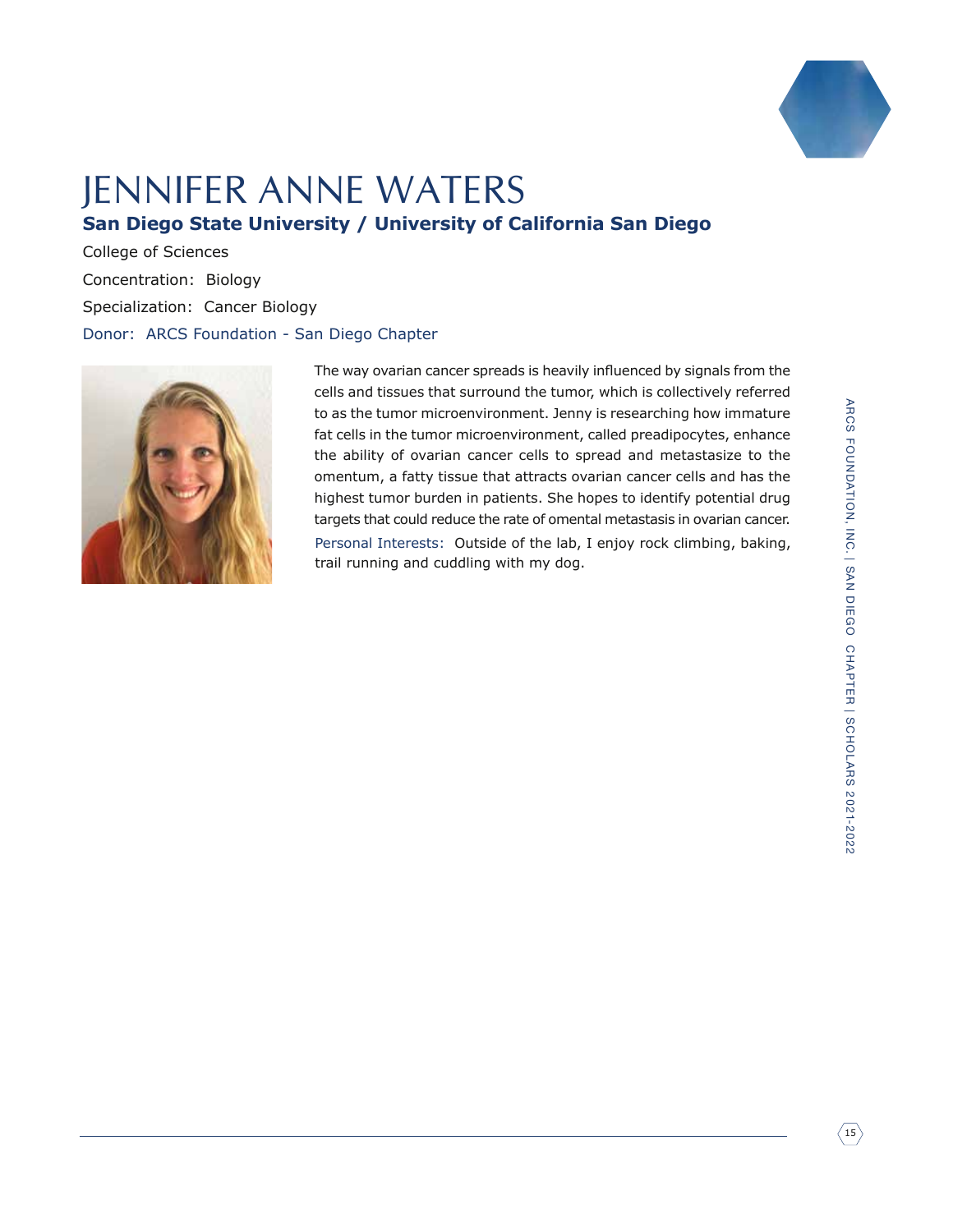# JENNIFER ANNE WATERS

**San Diego State University / University of California San Diego**

College of Sciences

Concentration: Biology

Specialization: Cancer Biology

Donor: ARCS Foundation - San Diego Chapter

The way ovarian cancer spreads is heavily influenced by signals from the cells and tissues that surround the tumor, which is collectively referred to as the tumor microenvironment. Jenny is researching how immature fat cells in the tumor microenvironment, called preadipocytes, enhance the ability of ovarian cancer cells to spread and metastasize to the omentum, a fatty tissue that attracts ovarian cancer cells and has the highest tumor burden in patients. She hopes to identify potential drug targets that could reduce the rate of omental metastasis in ovarian cancer.

Personal Interests: Outside of the lab, I enjoy rock climbing, baking, trail running and cuddling with my dog.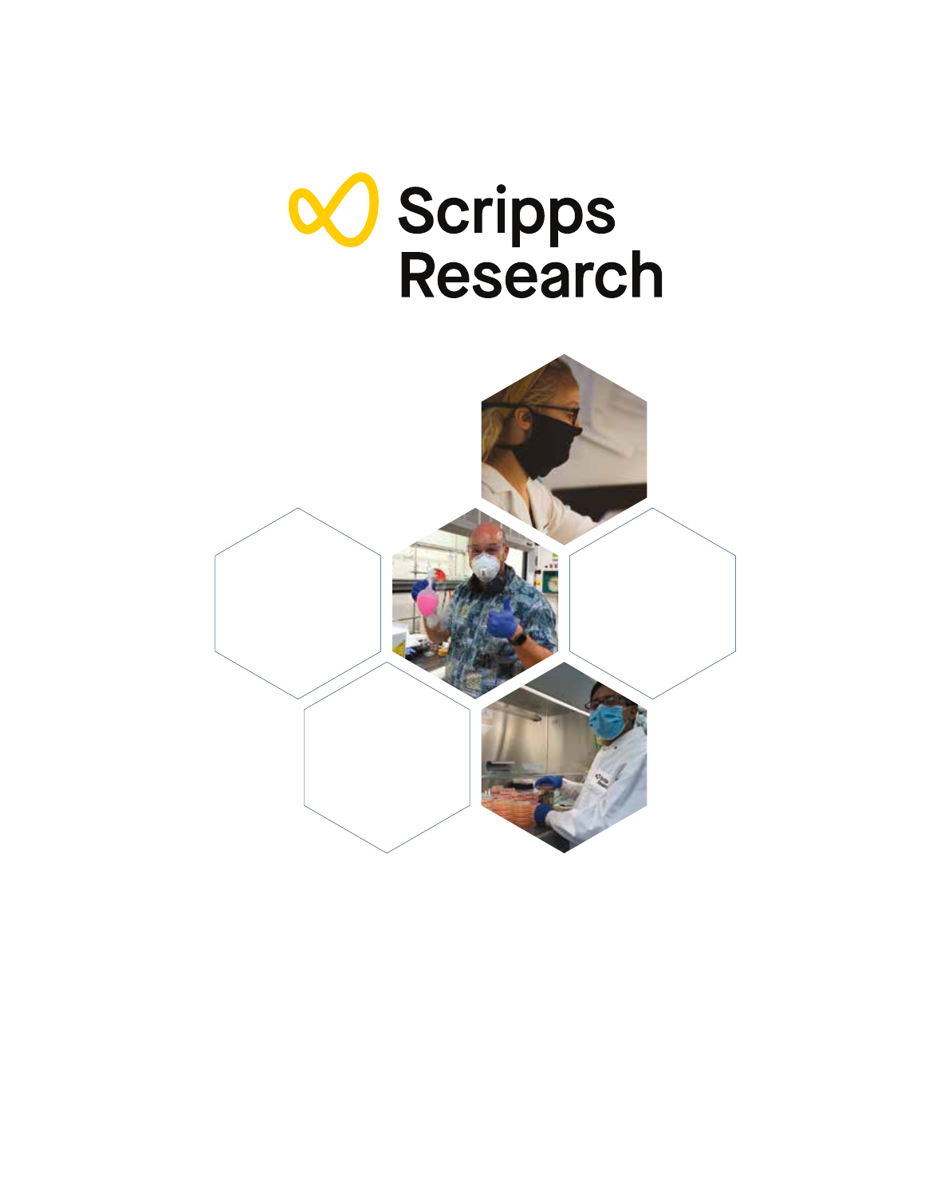Scripps Research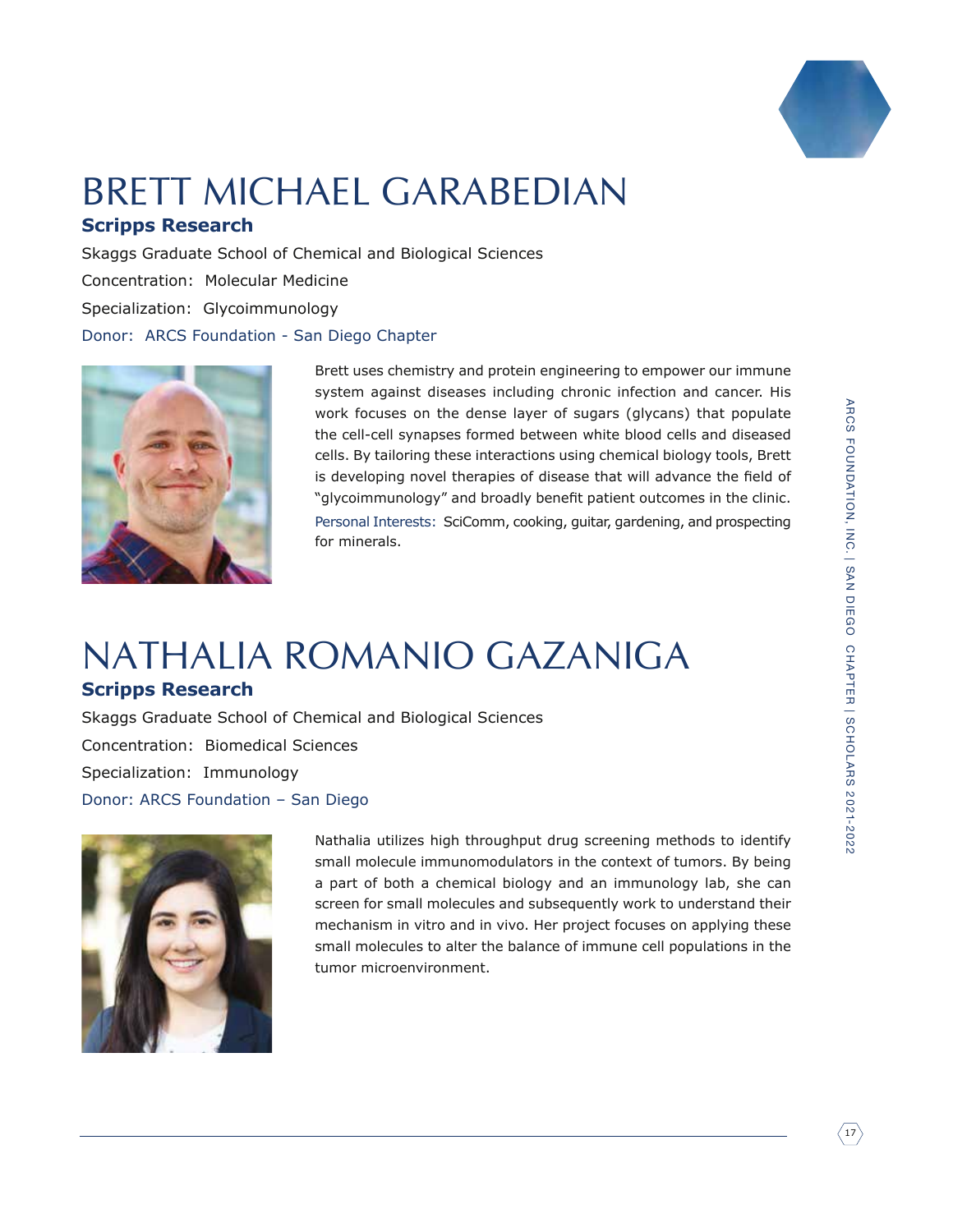# BRETT MICHAEL GARABEDIAN

**Scripps Research**

Skaggs Graduate School of Chemical and Biological Sciences

Concentration: Molecular Medicine

Specialization: Glycoimmunology

Donor: ARCS Foundation - San Diego Chapter

Brett uses chemistry and protein engineering to empower our immune system against diseases including chronic infection and cancer. His work focuses on the dense layer of sugars (glycans) that populate the cell-cell synapses formed between white blood cells and diseased cells. By tailoring these interactions using chemical biology tools, Brett is developing novel therapies of disease that will advance the field of "glycoimmunology" and broadly benefit patient outcomes in the clinic.

Personal Interests: SciComm, cooking, guitar, gardening, and prospecting for minerals.

# NATHALIA ROMANIO GAZANIGA

**Scripps Research**

Skaggs Graduate School of Chemical and Biological Sciences

Concentration: Biomedical Sciences

Specialization: Immunology

Donor: ARCS Foundation – San Diego

Nathalia utilizes high throughput drug screening methods to identify small molecule immunomodulators in the context of tumors. By being a part of both a chemical biology and an immunology lab, she can screen for small molecules and subsequently work to understand their mechanism in vitro and in vivo. Her project focuses on applying these small molecules to alter the balance of immune cell populations in the tumor microenvironment.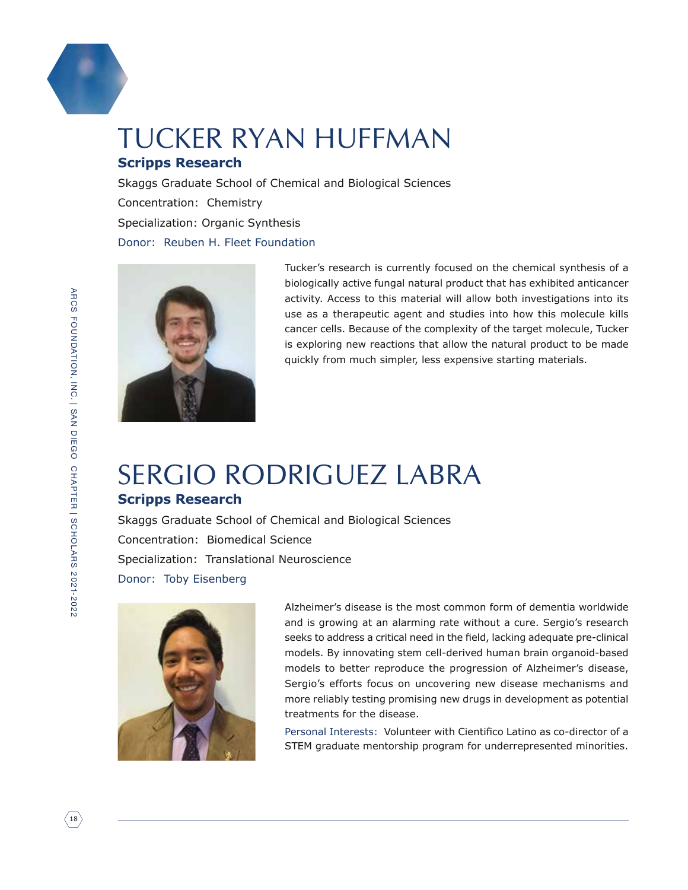# TUCKER RYAN HUFFMAN

**Scripps Research**

Skaggs Graduate School of Chemical and Biological Sciences

Concentration: Chemistry

Specialization: Organic Synthesis

Donor: Reuben H. Fleet Foundation

Tucker's research is currently focused on the chemical synthesis of a biologically active fungal natural product that has exhibited anticancer activity. Access to this material will allow both investigations into its use as a therapeutic agent and studies into how this molecule kills cancer cells. Because of the complexity of the target molecule, Tucker is exploring new reactions that allow the natural product to be made quickly from much simpler, less expensive starting materials.

# SERGIO RODRIGUEZ LABRA

**Scripps Research**

Skaggs Graduate School of Chemical and Biological Sciences

Concentration: Biomedical Science

Specialization: Translational Neuroscience

Donor: Toby Eisenberg

Alzheimer's disease is the most common form of dementia worldwide and is growing at an alarming rate without a cure. Sergio's research seeks to address a critical need in the field, lacking adequate pre-clinical models. By innovating stem cell-derived human brain organoid-based models to better reproduce the progression of Alzheimer's disease, Sergio's efforts focus on uncovering new disease mechanisms and more reliably testing promising new drugs in development as potential treatments for the disease.

Personal Interests: Volunteer with Cientifico Latino as co-director of a STEM graduate mentorship program for underrepresented minorities.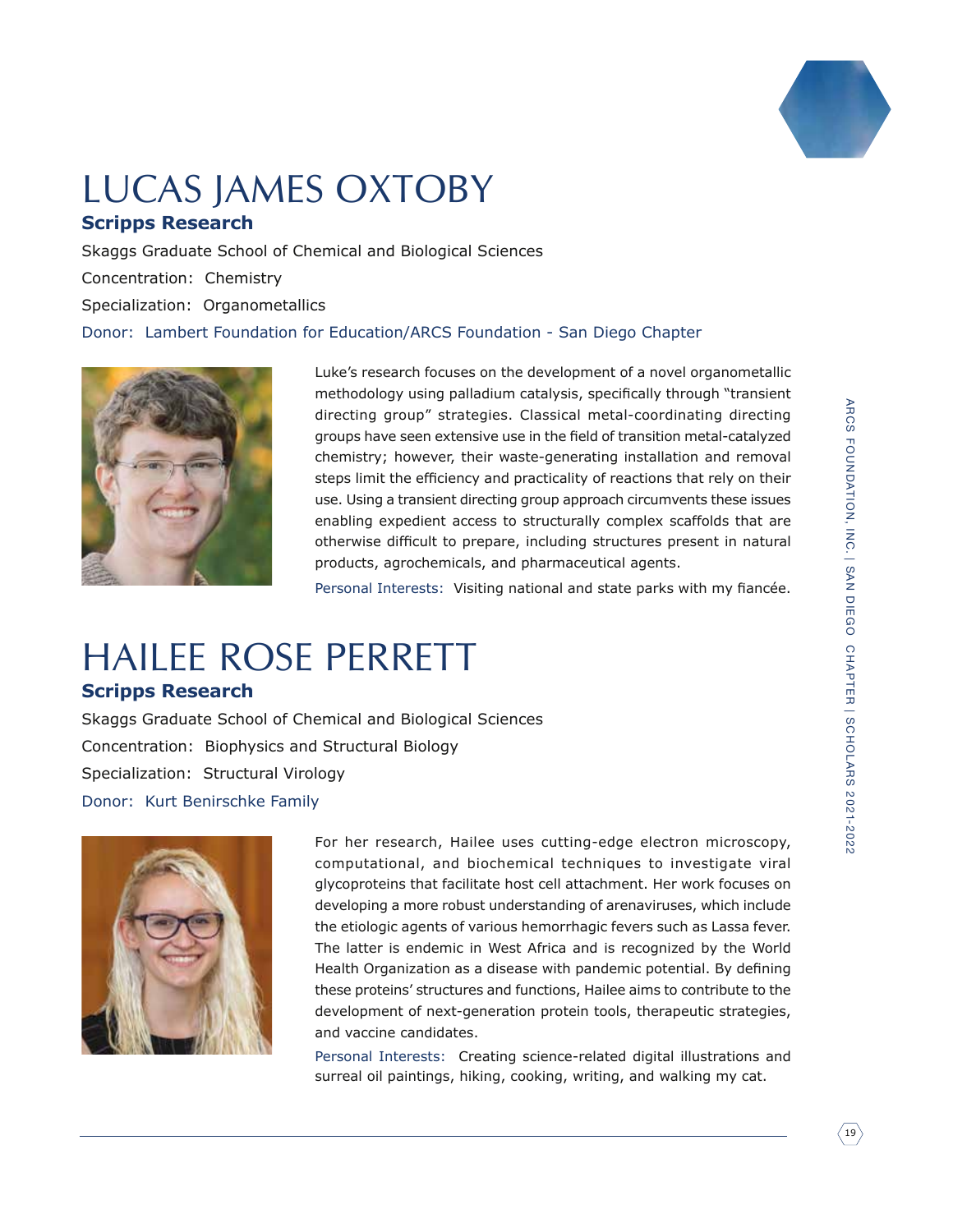# LUCAS JAMES OXTOBY

**Scripps Research**

Skaggs Graduate School of Chemical and Biological Sciences

Concentration: Chemistry

Specialization: Organometallics

Donor: Lambert Foundation for Education/ARCS Foundation - San Diego Chapter

Luke's research focuses on the development of a novel organometallic methodology using palladium catalysis, specifically through "transient directing group" strategies. Classical metal-coordinating directing groups have seen extensive use in the field of transition metal-catalyzed chemistry; however, their waste-generating installation and removal steps limit the efficiency and practicality of reactions that rely on their use. Using a transient directing group approach circumvents these issues enabling expedient access to structurally complex scaffolds that are otherwise difficult to prepare, including structures present in natural products, agrochemicals, and pharmaceutical agents.

Personal Interests: Visiting national and state parks with my fiancée.

# HAILEE ROSE PERRETT

**Scripps Research**

Skaggs Graduate School of Chemical and Biological Sciences

Concentration: Biophysics and Structural Biology

Specialization: Structural Virology

Donor: Kurt Benirschke Family

For her research, Hailee uses cutting-edge electron microscopy, computational, and biochemical techniques to investigate viral glycoproteins that facilitate host cell attachment. Her work focuses on developing a more robust understanding of arenaviruses, which include the etiologic agents of various hemorrhagic fevers such as Lassa fever. The latter is endemic in West Africa and is recognized by the World Health Organization as a disease with pandemic potential. By defining these proteins' structures and functions, Hailee aims to contribute to the development of next-generation protein tools, therapeutic strategies, and vaccine candidates.

Personal Interests: Creating science-related digital illustrations and surreal oil paintings, hiking, cooking, writing, and walking my cat.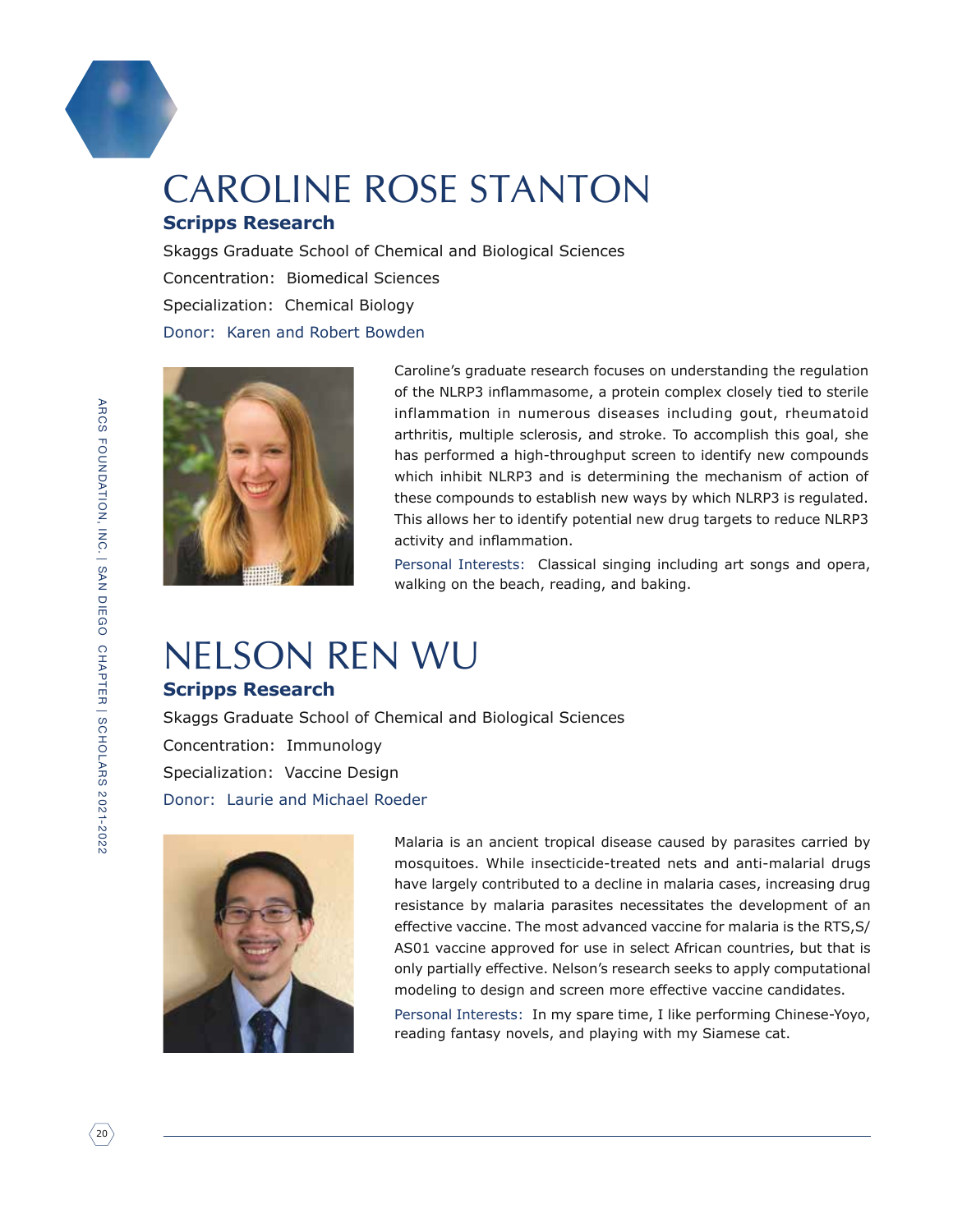# CAROLINE ROSE STANTON

**Scripps Research**

Skaggs Graduate School of Chemical and Biological Sciences

Concentration: Biomedical Sciences

Specialization: Chemical Biology

Donor: Karen and Robert Bowden

Caroline's graduate research focuses on understanding the regulation of the NLRP3 inflammasome, a protein complex closely tied to sterile inflammation in numerous diseases including gout, rheumatoid arthritis, multiple sclerosis, and stroke. To accomplish this goal, she has performed a high-throughput screen to identify new compounds which inhibit NLRP3 and is determining the mechanism of action of these compounds to establish new ways by which NLRP3 is regulated. This allows her to identify potential new drug targets to reduce NLRP3 activity and inflammation.

Personal Interests: Classical singing including art songs and opera, walking on the beach, reading, and baking.

# NELSON REN WU

**Scripps Research**

Skaggs Graduate School of Chemical and Biological Sciences

Concentration: Immunology

Specialization: Vaccine Design

Donor: Laurie and Michael Roeder

Malaria is an ancient tropical disease caused by parasites carried by mosquitoes. While insecticide-treated nets and anti-malarial drugs have largely contributed to a decline in malaria cases, increasing drug resistance by malaria parasites necessitates the development of an effective vaccine. The most advanced vaccine for malaria is the RTS,S/AS01 vaccine approved for use in select African countries, but that is only partially effective. Nelson's research seeks to apply computational modeling to design and screen more effective vaccine candidates.

Personal Interests: In my spare time, I like performing Chinese-Yoyo, reading fantasy novels, and playing with my Siamese cat.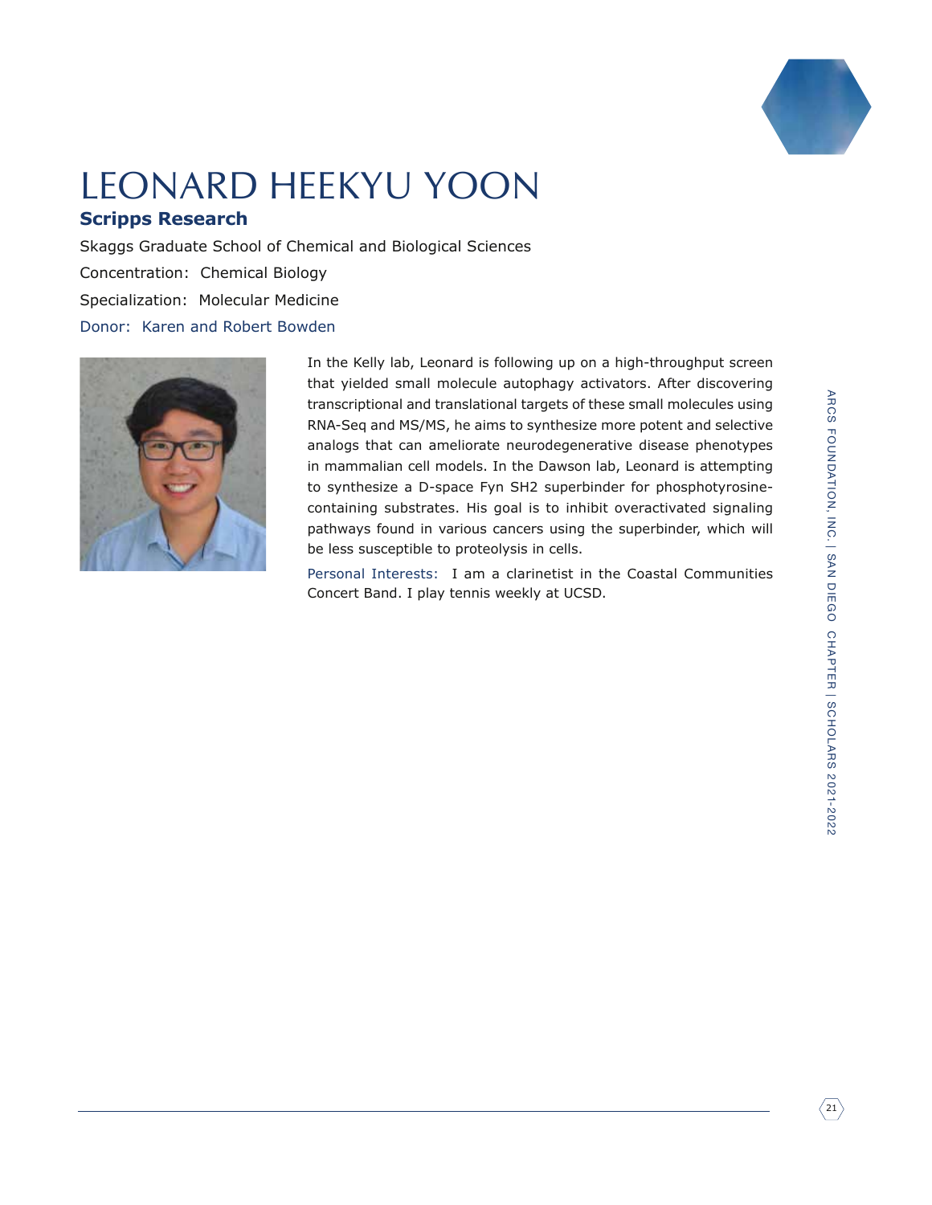# LEONARD HEEKYU YOON

## Scripps Research

Skaggs Graduate School of Chemical and Biological Sciences

Concentration: Chemical Biology

Specialization: Molecular Medicine

Donor: Karen and Robert Bowden

In the Kelly lab, Leonard is following up on a high-throughput screen that yielded small molecule autophagy activators. After discovering transcriptional and translational targets of these small molecules using RNA-Seq and MS/MS, he aims to synthesize more potent and selective analogs that can ameliorate neurodegenerative disease phenotypes in mammalian cell models. In the Dawson lab, Leonard is attempting to synthesize a D-space Fyn SH2 superbinder for phosphotyrosine-containing substrates. His goal is to inhibit overactivated signaling pathways found in various cancers using the superbinder, which will be less susceptible to proteolysis in cells.

Personal Interests: I am a clarinetist in the Coastal Communities Concert Band. I play tennis weekly at UCSD.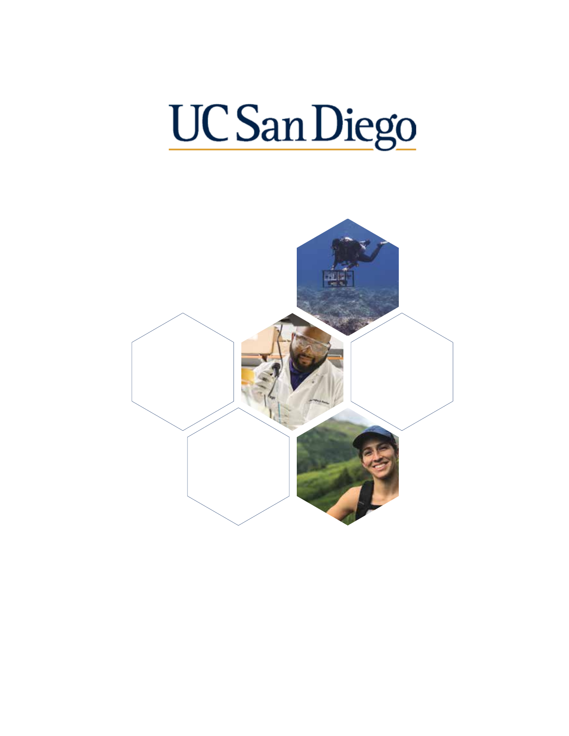# UC San Diego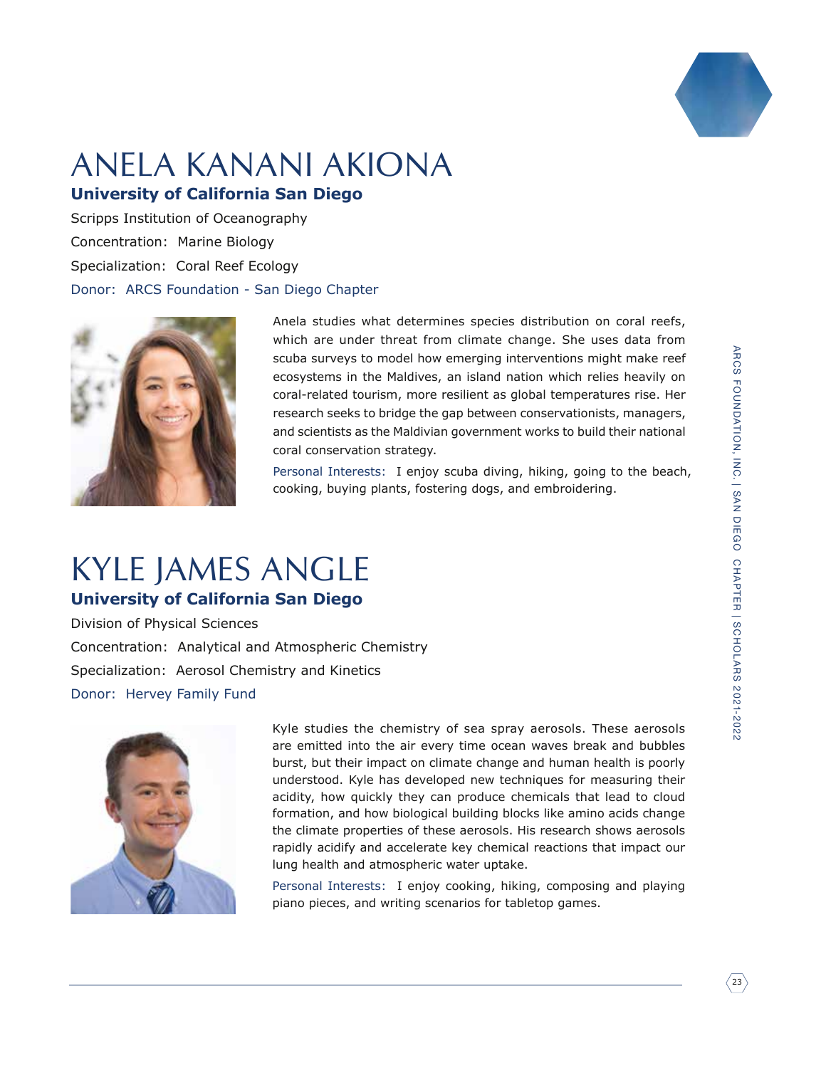# ANELA KANANI AKIONA

**University of California San Diego**

Scripps Institution of Oceanography

Concentration: Marine Biology

Specialization: Coral Reef Ecology

Donor: ARCS Foundation - San Diego Chapter

Anela studies what determines species distribution on coral reefs, which are under threat from climate change. She uses data from scuba surveys to model how emerging interventions might make reef ecosystems in the Maldives, an island nation which relies heavily on coral-related tourism, more resilient as global temperatures rise. Her research seeks to bridge the gap between conservationists, managers, and scientists as the Maldivian government works to build their national coral conservation strategy.

Personal Interests: I enjoy scuba diving, hiking, going to the beach, cooking, buying plants, fostering dogs, and embroidering.

# KYLE JAMES ANGLE

**University of California San Diego**

Division of Physical Sciences

Concentration: Analytical and Atmospheric Chemistry

Specialization: Aerosol Chemistry and Kinetics

Donor: Hervey Family Fund

Kyle studies the chemistry of sea spray aerosols. These aerosols are emitted into the air every time ocean waves break and bubbles burst, but their impact on climate change and human health is poorly understood. Kyle has developed new techniques for measuring their acidity, how quickly they can produce chemicals that lead to cloud formation, and how biological building blocks like amino acids change the climate properties of these aerosols. His research shows aerosols rapidly acidify and accelerate key chemical reactions that impact our lung health and atmospheric water uptake.

Personal Interests: I enjoy cooking, hiking, composing and playing piano pieces, and writing scenarios for tabletop games.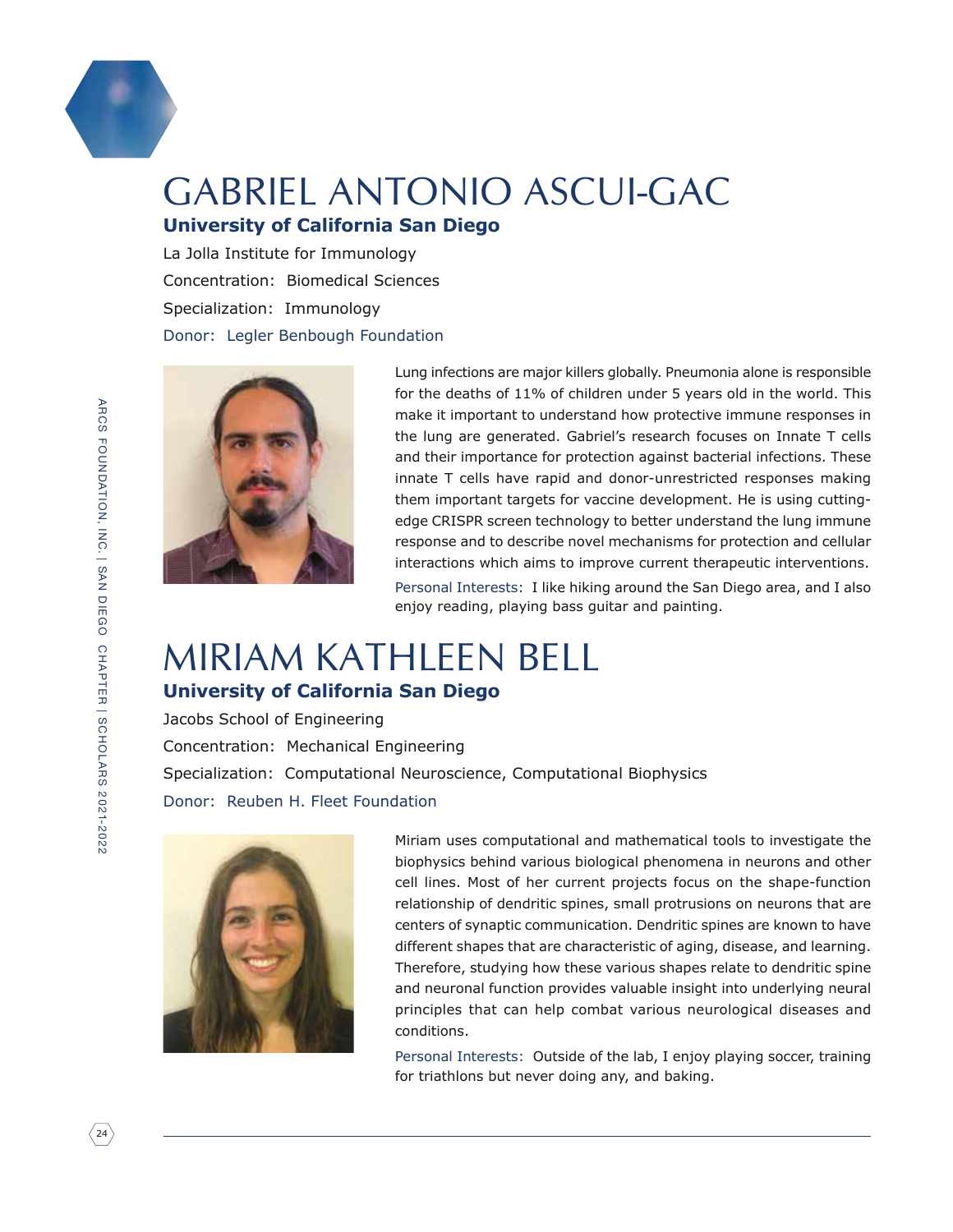# GABRIEL ANTONIO ASCUI-GAC

**University of California San Diego**

La Jolla Institute for Immunology

Concentration: Biomedical Sciences

Specialization: Immunology

Donor: Legler Benbough Foundation

Lung infections are major killers globally. Pneumonia alone is responsible for the deaths of 11% of children under 5 years old in the world. This make it important to understand how protective immune responses in the lung are generated. Gabriel's research focuses on Innate T cells and their importance for protection against bacterial infections. These innate T cells have rapid and donor-unrestricted responses making them important targets for vaccine development. He is using cutting-edge CRISPR screen technology to better understand the lung immune response and to describe novel mechanisms for protection and cellular interactions which aims to improve current therapeutic interventions.

Personal Interests: I like hiking around the San Diego area, and I also enjoy reading, playing bass guitar and painting.

# MIRIAM KATHLEEN BELL

**University of California San Diego**

Jacobs School of Engineering

Concentration: Mechanical Engineering

Specialization: Computational Neuroscience, Computational Biophysics

Donor: Reuben H. Fleet Foundation

Miriam uses computational and mathematical tools to investigate the biophysics behind various biological phenomena in neurons and other cell lines. Most of her current projects focus on the shape-function relationship of dendritic spines, small protrusions on neurons that are centers of synaptic communication. Dendritic spines are known to have different shapes that are characteristic of aging, disease, and learning. Therefore, studying how these various shapes relate to dendritic spine and neuronal function provides valuable insight into underlying neural principles that can help combat various neurological diseases and conditions.

Personal Interests: Outside of the lab, I enjoy playing soccer, training for triathlons but never doing any, and baking.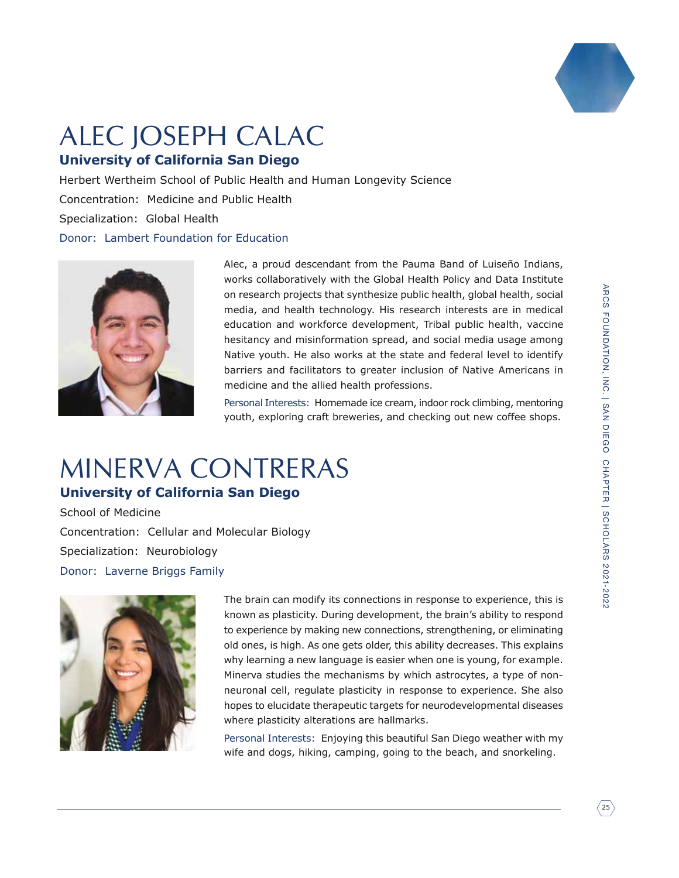# ALEC JOSEPH CALAC

**University of California San Diego**

Herbert Wertheim School of Public Health and Human Longevity Science

Concentration: Medicine and Public Health

Specialization: Global Health

Donor: Lambert Foundation for Education

Alec, a proud descendant from the Pauma Band of Luiseño Indians, works collaboratively with the Global Health Policy and Data Institute on research projects that synthesize public health, global health, social media, and health technology. His research interests are in medical education and workforce development, Tribal public health, vaccine hesitancy and misinformation spread, and social media usage among Native youth. He also works at the state and federal level to identify barriers and facilitators to greater inclusion of Native Americans in medicine and the allied health professions.

Personal Interests: Homemade ice cream, indoor rock climbing, mentoring youth, exploring craft breweries, and checking out new coffee shops.

# MINERVA CONTRERAS

**University of California San Diego**

School of Medicine

Concentration: Cellular and Molecular Biology

Specialization: Neurobiology

Donor: Laverne Briggs Family

The brain can modify its connections in response to experience, this is known as plasticity. During development, the brain's ability to respond to experience by making new connections, strengthening, or eliminating old ones, is high. As one gets older, this ability decreases. This explains why learning a new language is easier when one is young, for example. Minerva studies the mechanisms by which astrocytes, a type of non-neuronal cell, regulate plasticity in response to experience. She also hopes to elucidate therapeutic targets for neurodevelopmental diseases where plasticity alterations are hallmarks.

Personal Interests: Enjoying this beautiful San Diego weather with my wife and dogs, hiking, camping, going to the beach, and snorkeling.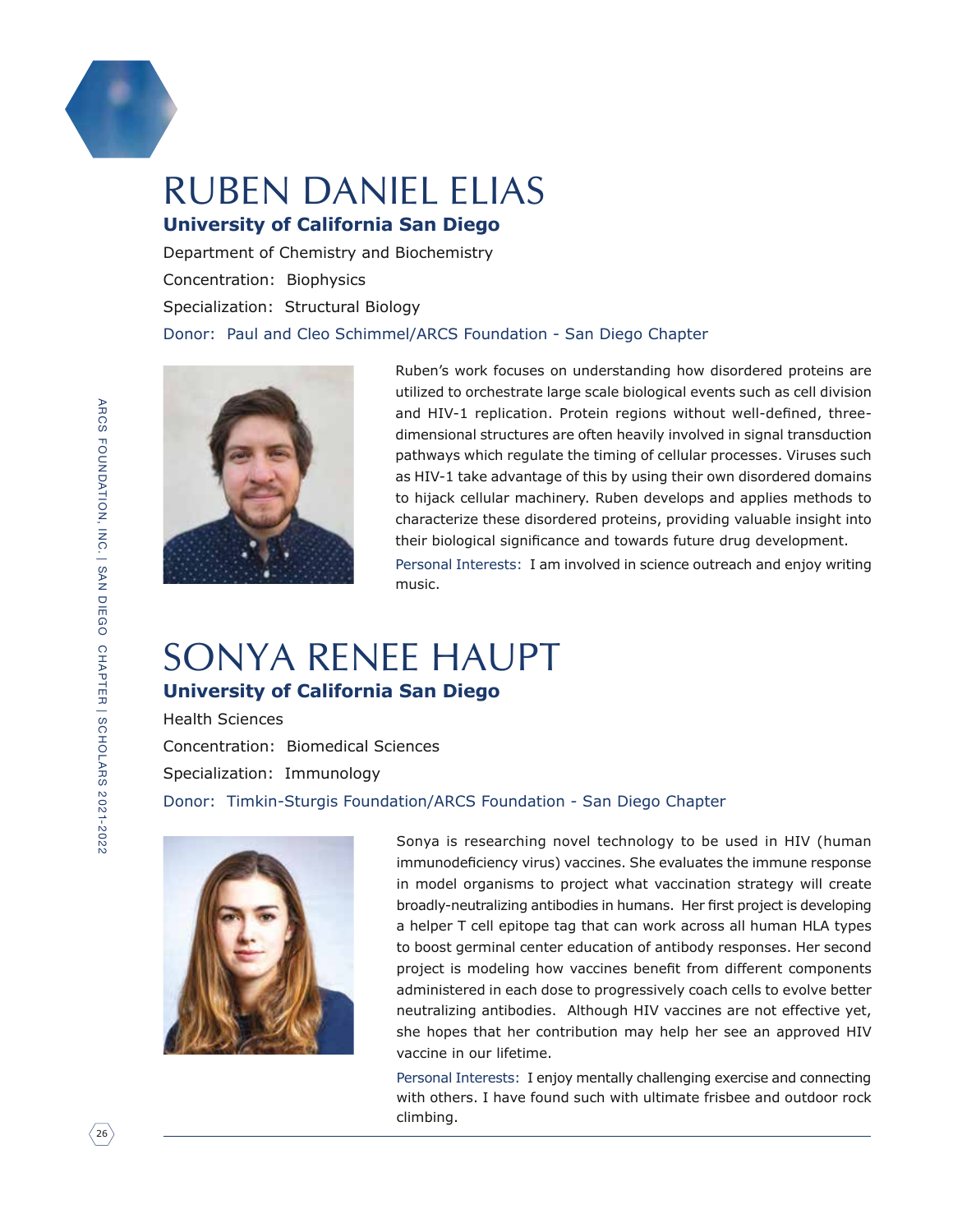# RUBEN DANIEL ELIAS

**University of California San Diego**

Department of Chemistry and Biochemistry

Concentration: Biophysics

Specialization: Structural Biology

Donor: Paul and Cleo Schimmel/ARCS Foundation - San Diego Chapter

Ruben's work focuses on understanding how disordered proteins are utilized to orchestrate large scale biological events such as cell division and HIV-1 replication. Protein regions without well-defined, three-dimensional structures are often heavily involved in signal transduction pathways which regulate the timing of cellular processes. Viruses such as HIV-1 take advantage of this by using their own disordered domains to hijack cellular machinery. Ruben develops and applies methods to characterize these disordered proteins, providing valuable insight into their biological significance and towards future drug development.

Personal Interests: I am involved in science outreach and enjoy writing music.

# SONYA RENEE HAUPT

**University of California San Diego**

Health Sciences

Concentration: Biomedical Sciences

Specialization: Immunology

Donor: Timkin-Sturgis Foundation/ARCS Foundation - San Diego Chapter

Sonya is researching novel technology to be used in HIV (human immunodeficiency virus) vaccines. She evaluates the immune response in model organisms to project what vaccination strategy will create broadly-neutralizing antibodies in humans. Her first project is developing a helper T cell epitope tag that can work across all human HLA types to boost germinal center education of antibody responses. Her second project is modeling how vaccines benefit from different components administered in each dose to progressively coach cells to evolve better neutralizing antibodies. Although HIV vaccines are not effective yet, she hopes that her contribution may help her see an approved HIV vaccine in our lifetime.

Personal Interests: I enjoy mentally challenging exercise and connecting with others. I have found such with ultimate frisbee and outdoor rock climbing.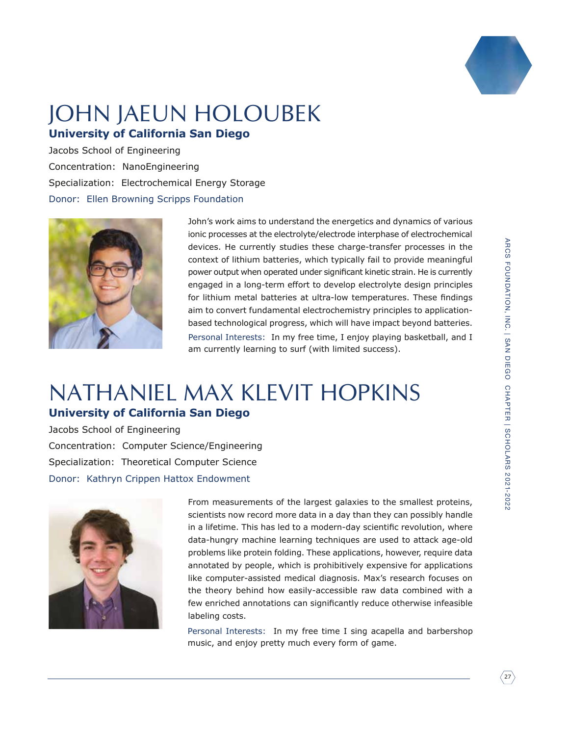# JOHN JAEUN HOLOUBEK

**University of California San Diego**

Jacobs School of Engineering

Concentration: NanoEngineering

Specialization: Electrochemical Energy Storage

Donor: Ellen Browning Scripps Foundation

John's work aims to understand the energetics and dynamics of various ionic processes at the electrolyte/electrode interphase of electrochemical devices. He currently studies these charge-transfer processes in the context of lithium batteries, which typically fail to provide meaningful power output when operated under significant kinetic strain. He is currently engaged in a long-term effort to develop electrolyte design principles for lithium metal batteries at ultra-low temperatures. These findings aim to convert fundamental electrochemistry principles to application-based technological progress, which will have impact beyond batteries.

Personal Interests: In my free time, I enjoy playing basketball, and I am currently learning to surf (with limited success).

# NATHANIEL MAX KLEVIT HOPKINS

**University of California San Diego**

Jacobs School of Engineering

Concentration: Computer Science/Engineering

Specialization: Theoretical Computer Science

Donor: Kathryn Crippen Hattox Endowment

From measurements of the largest galaxies to the smallest proteins, scientists now record more data in a day than they can possibly handle in a lifetime. This has led to a modern-day scientific revolution, where data-hungry machine learning techniques are used to attack age-old problems like protein folding. These applications, however, require data annotated by people, which is prohibitively expensive for applications like computer-assisted medical diagnosis. Max's research focuses on the theory behind how easily-accessible raw data combined with a few enriched annotations can significantly reduce otherwise infeasible labeling costs.

Personal Interests: In my free time I sing acapella and barbershop music, and enjoy pretty much every form of game.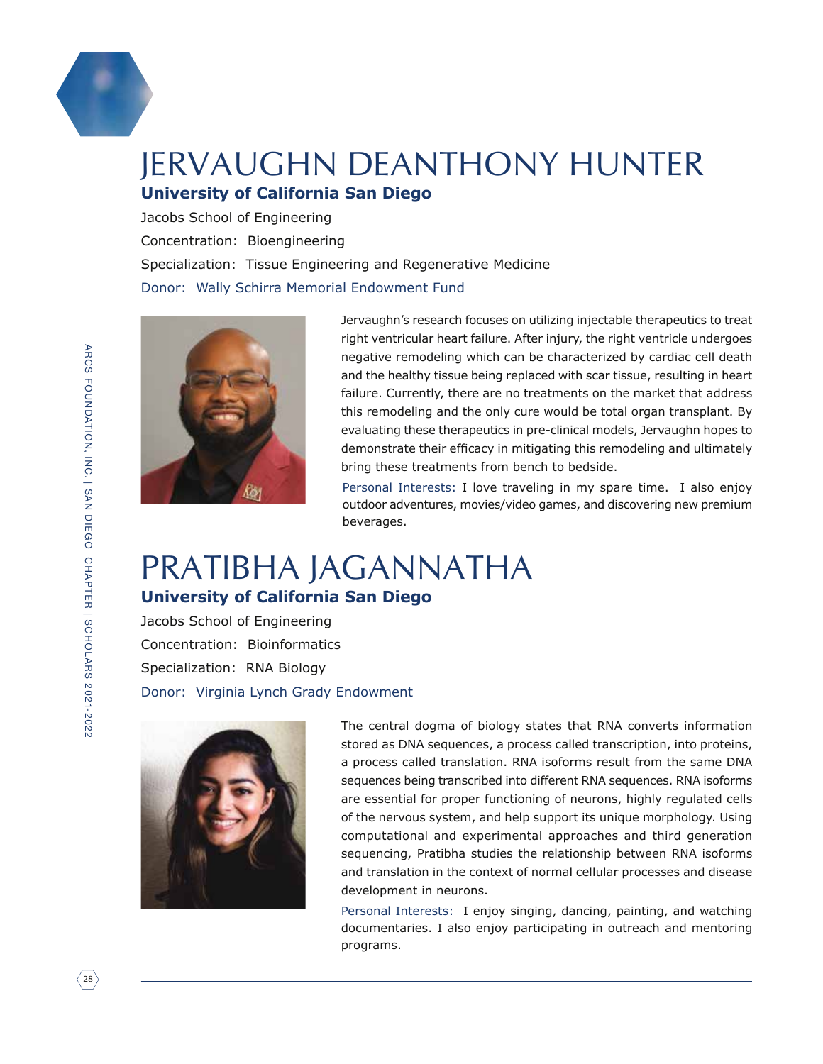# JERVAUGHN DEANTHONY HUNTER

**University of California San Diego**

Jacobs School of Engineering

Concentration: Bioengineering

Specialization: Tissue Engineering and Regenerative Medicine

Donor: Wally Schirra Memorial Endowment Fund

Jervaughn's research focuses on utilizing injectable therapeutics to treat right ventricular heart failure. After injury, the right ventricle undergoes negative remodeling which can be characterized by cardiac cell death and the healthy tissue being replaced with scar tissue, resulting in heart failure. Currently, there are no treatments on the market that address this remodeling and the only cure would be total organ transplant. By evaluating these therapeutics in pre-clinical models, Jervaughn hopes to demonstrate their efficacy in mitigating this remodeling and ultimately bring these treatments from bench to bedside.

Personal Interests: I love traveling in my spare time. I also enjoy outdoor adventures, movies/video games, and discovering new premium beverages.

# PRATIBHA JAGANNATHA

**University of California San Diego**

Jacobs School of Engineering

Concentration: Bioinformatics

Specialization: RNA Biology

Donor: Virginia Lynch Grady Endowment

The central dogma of biology states that RNA converts information stored as DNA sequences, a process called transcription, into proteins, a process called translation. RNA isoforms result from the same DNA sequences being transcribed into different RNA sequences. RNA isoforms are essential for proper functioning of neurons, highly regulated cells of the nervous system, and help support its unique morphology. Using computational and experimental approaches and third generation sequencing, Pratibha studies the relationship between RNA isoforms and translation in the context of normal cellular processes and disease development in neurons.

Personal Interests: I enjoy singing, dancing, painting, and watching documentaries. I also enjoy participating in outreach and mentoring programs.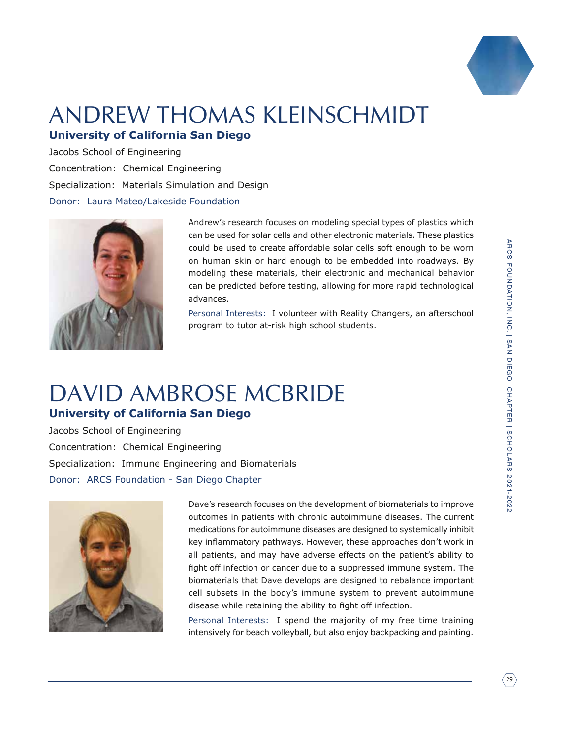# ANDREW THOMAS KLEINSCHMIDT

**University of California San Diego**

Jacobs School of Engineering

Concentration: Chemical Engineering

Specialization: Materials Simulation and Design

Donor: Laura Mateo/Lakeside Foundation

Andrew's research focuses on modeling special types of plastics which can be used for solar cells and other electronic materials. These plastics could be used to create affordable solar cells soft enough to be worn on human skin or hard enough to be embedded into roadways. By modeling these materials, their electronic and mechanical behavior can be predicted before testing, allowing for more rapid technological advances.

Personal Interests: I volunteer with Reality Changers, an afterschool program to tutor at-risk high school students.

# DAVID AMBROSE MCBRIDE

**University of California San Diego**

Jacobs School of Engineering

Concentration: Chemical Engineering

Specialization: Immune Engineering and Biomaterials

Donor: ARCS Foundation - San Diego Chapter

Dave's research focuses on the development of biomaterials to improve outcomes in patients with chronic autoimmune diseases. The current medications for autoimmune diseases are designed to systemically inhibit key inflammatory pathways. However, these approaches don't work in all patients, and may have adverse effects on the patient's ability to fight off infection or cancer due to a suppressed immune system. The biomaterials that Dave develops are designed to rebalance important cell subsets in the body's immune system to prevent autoimmune disease while retaining the ability to fight off infection.

Personal Interests: I spend the majority of my free time training intensively for beach volleyball, but also enjoy backpacking and painting.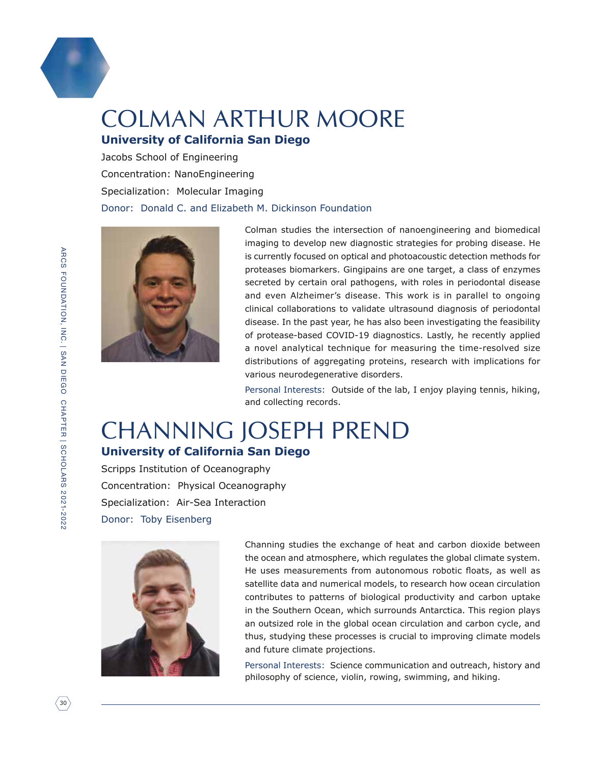# COLMAN ARTHUR MOORE

**University of California San Diego**

Jacobs School of Engineering

Concentration: NanoEngineering

Specialization: Molecular Imaging

Donor: Donald C. and Elizabeth M. Dickinson Foundation

Colman studies the intersection of nanoengineering and biomedical imaging to develop new diagnostic strategies for probing disease. He is currently focused on optical and photoacoustic detection methods for proteases biomarkers. Gingipains are one target, a class of enzymes secreted by certain oral pathogens, with roles in periodontal disease and even Alzheimer's disease. This work is in parallel to ongoing clinical collaborations to validate ultrasound diagnosis of periodontal disease. In the past year, he has also been investigating the feasibility of protease-based COVID-19 diagnostics. Lastly, he recently applied a novel analytical technique for measuring the time-resolved size distributions of aggregating proteins, research with implications for various neurodegenerative disorders.

Personal Interests: Outside of the lab, I enjoy playing tennis, hiking, and collecting records.

# CHANNING JOSEPH PREND

**University of California San Diego**

Scripps Institution of Oceanography

Concentration: Physical Oceanography

Specialization: Air-Sea Interaction

Donor: Toby Eisenberg

Channing studies the exchange of heat and carbon dioxide between the ocean and atmosphere, which regulates the global climate system. He uses measurements from autonomous robotic floats, as well as satellite data and numerical models, to research how ocean circulation contributes to patterns of biological productivity and carbon uptake in the Southern Ocean, which surrounds Antarctica. This region plays an outsized role in the global ocean circulation and carbon cycle, and thus, studying these processes is crucial to improving climate models and future climate projections.

Personal Interests: Science communication and outreach, history and philosophy of science, violin, rowing, swimming, and hiking.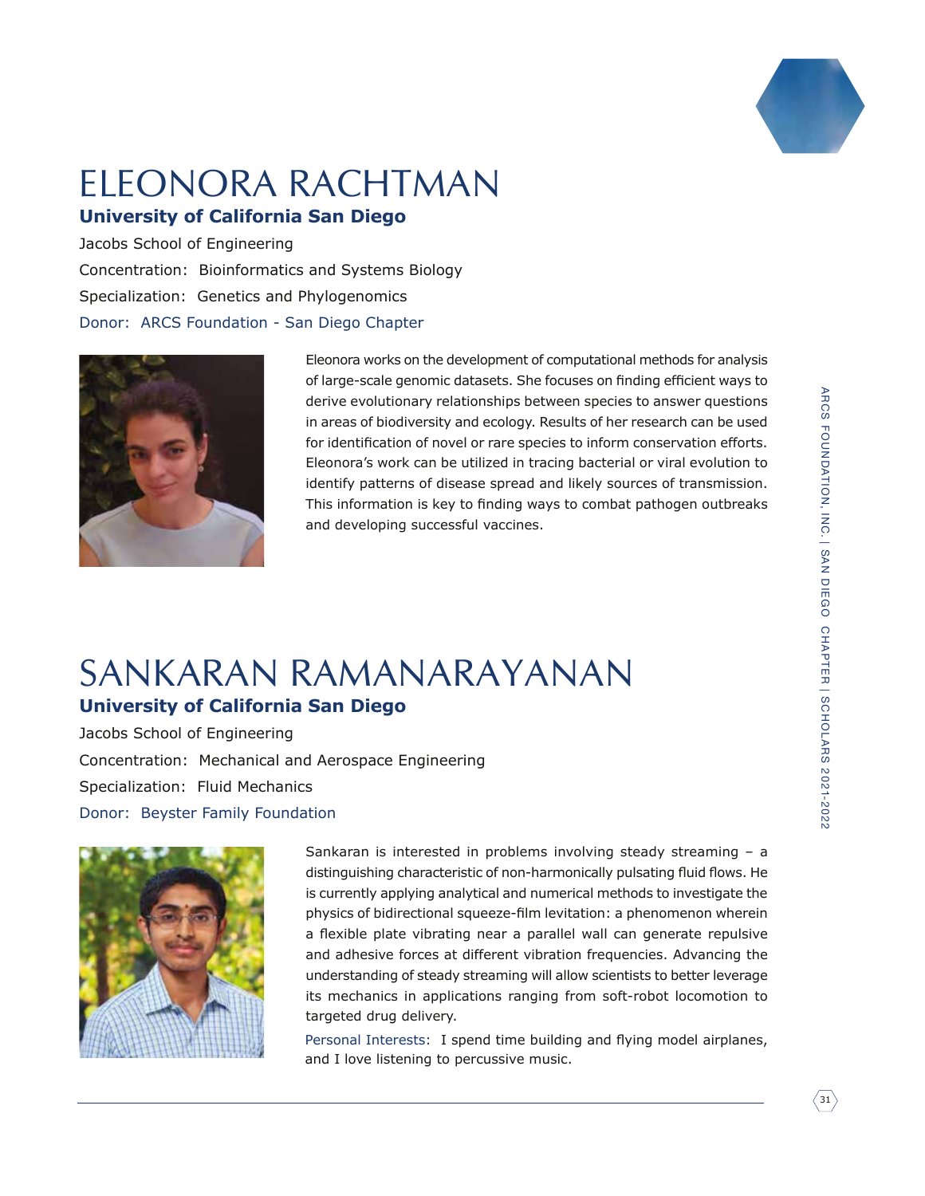# ELEONORA RACHTMAN

**University of California San Diego**

Jacobs School of Engineering

Concentration: Bioinformatics and Systems Biology

Specialization: Genetics and Phylogenomics

Donor: ARCS Foundation - San Diego Chapter

Eleonora works on the development of computational methods for analysis of large-scale genomic datasets. She focuses on finding efficient ways to derive evolutionary relationships between species to answer questions in areas of biodiversity and ecology. Results of her research can be used for identification of novel or rare species to inform conservation efforts. Eleonora's work can be utilized in tracing bacterial or viral evolution to identify patterns of disease spread and likely sources of transmission. This information is key to finding ways to combat pathogen outbreaks and developing successful vaccines.

# SANKARAN RAMANARAYANAN

**University of California San Diego**

Jacobs School of Engineering

Concentration: Mechanical and Aerospace Engineering

Specialization: Fluid Mechanics

Donor: Beyster Family Foundation

Sankaran is interested in problems involving steady streaming – a distinguishing characteristic of non-harmonically pulsating fluid flows. He is currently applying analytical and numerical methods to investigate the physics of bidirectional squeeze-film levitation: a phenomenon wherein a flexible plate vibrating near a parallel wall can generate repulsive and adhesive forces at different vibration frequencies. Advancing the understanding of steady streaming will allow scientists to better leverage its mechanics in applications ranging from soft-robot locomotion to targeted drug delivery.

Personal Interests: I spend time building and flying model airplanes, and I love listening to percussive music.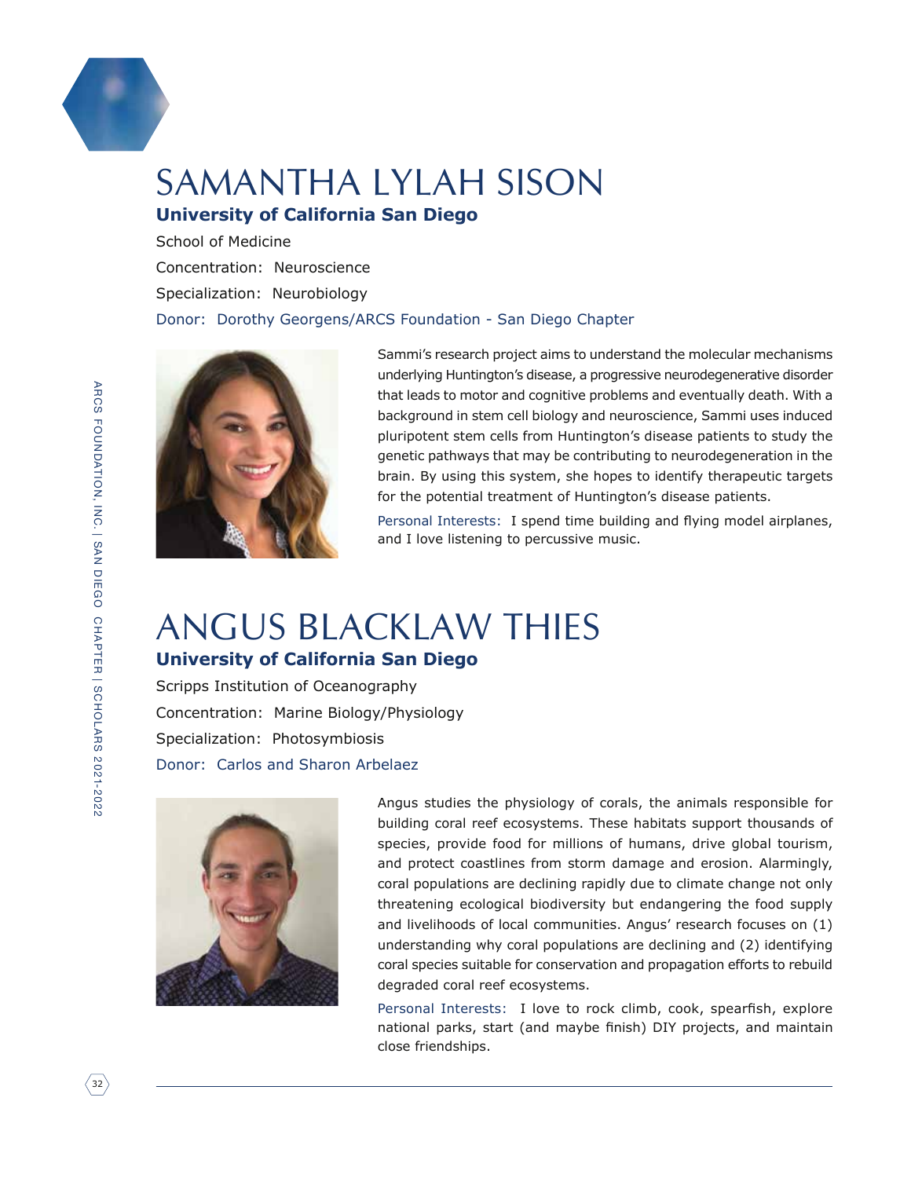# SAMANTHA LYLAH SISON

**University of California San Diego**

School of Medicine

Concentration: Neuroscience

Specialization: Neurobiology

Donor: Dorothy Georgens/ARCS Foundation - San Diego Chapter

Sammi's research project aims to understand the molecular mechanisms underlying Huntington's disease, a progressive neurodegenerative disorder that leads to motor and cognitive problems and eventually death. With a background in stem cell biology and neuroscience, Sammi uses induced pluripotent stem cells from Huntington's disease patients to study the genetic pathways that may be contributing to neurodegeneration in the brain. By using this system, she hopes to identify therapeutic targets for the potential treatment of Huntington's disease patients.

Personal Interests: I spend time building and flying model airplanes, and I love listening to percussive music.

# ANGUS BLACKLAW THIES

**University of California San Diego**

Scripps Institution of Oceanography

Concentration: Marine Biology/Physiology

Specialization: Photosymbiosis

Donor: Carlos and Sharon Arbelaez

Angus studies the physiology of corals, the animals responsible for building coral reef ecosystems. These habitats support thousands of species, provide food for millions of humans, drive global tourism, and protect coastlines from storm damage and erosion. Alarmingly, coral populations are declining rapidly due to climate change not only threatening ecological biodiversity but endangering the food supply and livelihoods of local communities. Angus' research focuses on (1) understanding why coral populations are declining and (2) identifying coral species suitable for conservation and propagation efforts to rebuild degraded coral reef ecosystems.

Personal Interests: I love to rock climb, cook, spearfish, explore national parks, start (and maybe finish) DIY projects, and maintain close friendships.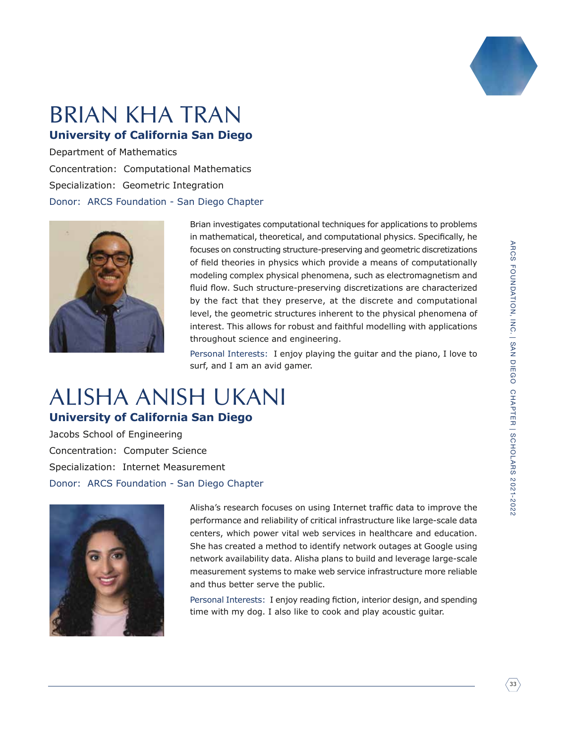# BRIAN KHA TRAN

**University of California San Diego**

Department of Mathematics

Concentration: Computational Mathematics

Specialization: Geometric Integration

Donor: ARCS Foundation - San Diego Chapter

Brian investigates computational techniques for applications to problems in mathematical, theoretical, and computational physics. Specifically, he focuses on constructing structure-preserving and geometric discretizations of field theories in physics which provide a means of computationally modeling complex physical phenomena, such as electromagnetism and fluid flow. Such structure-preserving discretizations are characterized by the fact that they preserve, at the discrete and computational level, the geometric structures inherent to the physical phenomena of interest. This allows for robust and faithful modelling with applications throughout science and engineering.

Personal Interests: I enjoy playing the guitar and the piano, I love to surf, and I am an avid gamer.

# ALISHA ANISH UKANI

**University of California San Diego**

Jacobs School of Engineering

Concentration: Computer Science

Specialization: Internet Measurement

Donor: ARCS Foundation - San Diego Chapter

Alisha's research focuses on using Internet traffic data to improve the performance and reliability of critical infrastructure like large-scale data centers, which power vital web services in healthcare and education. She has created a method to identify network outages at Google using network availability data. Alisha plans to build and leverage large-scale measurement systems to make web service infrastructure more reliable and thus better serve the public.

Personal Interests: I enjoy reading fiction, interior design, and spending time with my dog. I also like to cook and play acoustic guitar.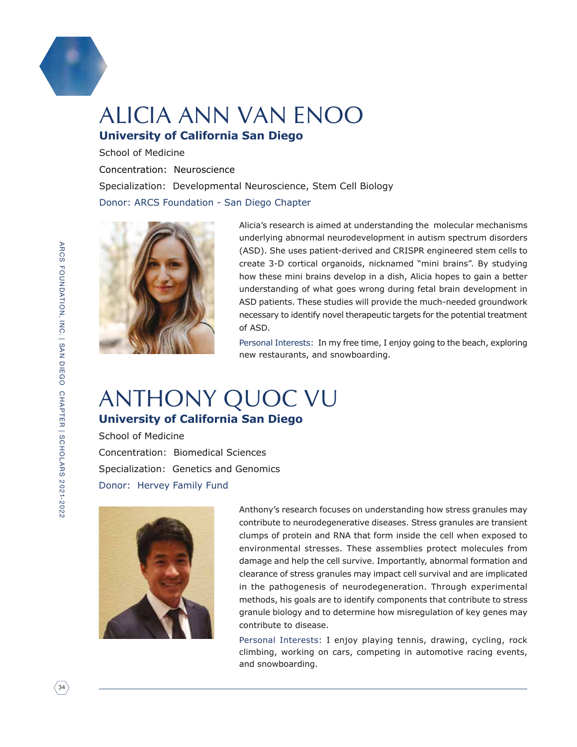# ALICIA ANN VAN ENOO

**University of California San Diego**

School of Medicine

Concentration: Neuroscience

Specialization: Developmental Neuroscience, Stem Cell Biology

Donor: ARCS Foundation - San Diego Chapter

Alicia's research is aimed at understanding the molecular mechanisms underlying abnormal neurodevelopment in autism spectrum disorders (ASD). She uses patient-derived and CRISPR engineered stem cells to create 3-D cortical organoids, nicknamed "mini brains". By studying how these mini brains develop in a dish, Alicia hopes to gain a better understanding of what goes wrong during fetal brain development in ASD patients. These studies will provide the much-needed groundwork necessary to identify novel therapeutic targets for the potential treatment of ASD.

Personal Interests: In my free time, I enjoy going to the beach, exploring new restaurants, and snowboarding.

# ANTHONY QUOC VU

**University of California San Diego**

School of Medicine

Concentration: Biomedical Sciences

Specialization: Genetics and Genomics

Donor: Hervey Family Fund

Anthony's research focuses on understanding how stress granules may contribute to neurodegenerative diseases. Stress granules are transient clumps of protein and RNA that form inside the cell when exposed to environmental stresses. These assemblies protect molecules from damage and help the cell survive. Importantly, abnormal formation and clearance of stress granules may impact cell survival and are implicated in the pathogenesis of neurodegeneration. Through experimental methods, his goals are to identify components that contribute to stress granule biology and to determine how misregulation of key genes may contribute to disease.

Personal Interests: I enjoy playing tennis, drawing, cycling, rock climbing, working on cars, competing in automotive racing events, and snowboarding.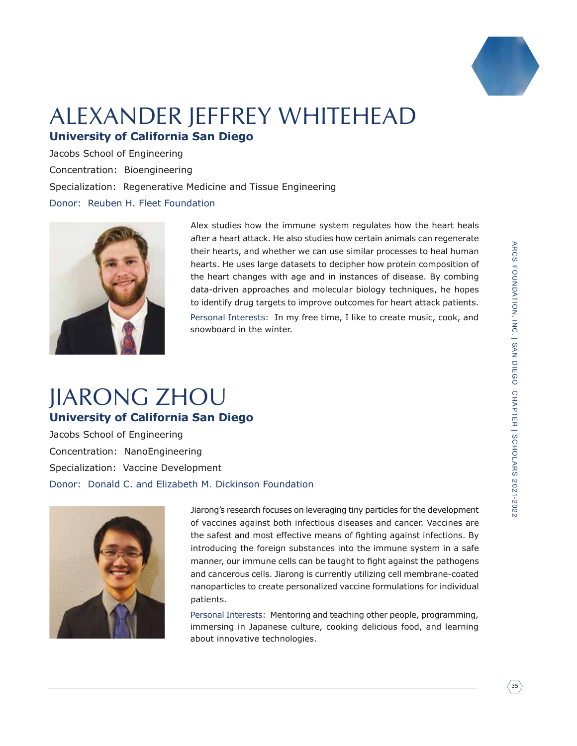# ALEXANDER JEFFREY WHITEHEAD

**University of California San Diego**

Jacobs School of Engineering

Concentration: Bioengineering

Specialization: Regenerative Medicine and Tissue Engineering

Donor: Reuben H. Fleet Foundation

Alex studies how the immune system regulates how the heart heals after a heart attack. He also studies how certain animals can regenerate their hearts, and whether we can use similar processes to heal human hearts. He uses large datasets to decipher how protein composition of the heart changes with age and in instances of disease. By combing data-driven approaches and molecular biology techniques, he hopes to identify drug targets to improve outcomes for heart attack patients.

Personal Interests: In my free time, I like to create music, cook, and snowboard in the winter.

# JIARONG ZHOU

**University of California San Diego**

Jacobs School of Engineering

Concentration: NanoEngineering

Specialization: Vaccine Development

Donor: Donald C. and Elizabeth M. Dickinson Foundation

Jiarong's research focuses on leveraging tiny particles for the development of vaccines against both infectious diseases and cancer. Vaccines are the safest and most effective means of fighting against infections. By introducing the foreign substances into the immune system in a safe manner, our immune cells can be taught to fight against the pathogens and cancerous cells. Jiarong is currently utilizing cell membrane-coated nanoparticles to create personalized vaccine formulations for individual patients.

Personal Interests: Mentoring and teaching other people, programming, immersing in Japanese culture, cooking delicious food, and learning about innovative technologies.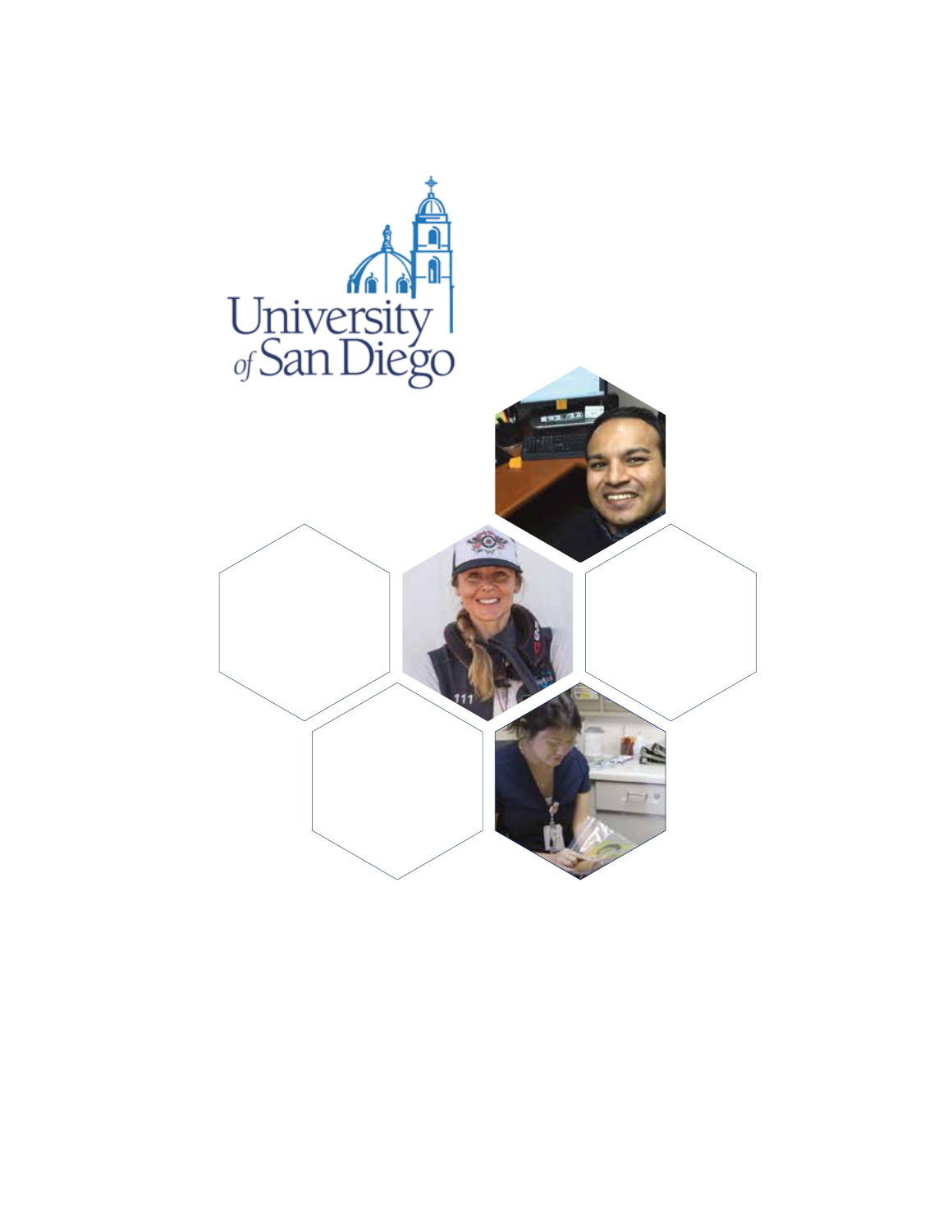University of San Diego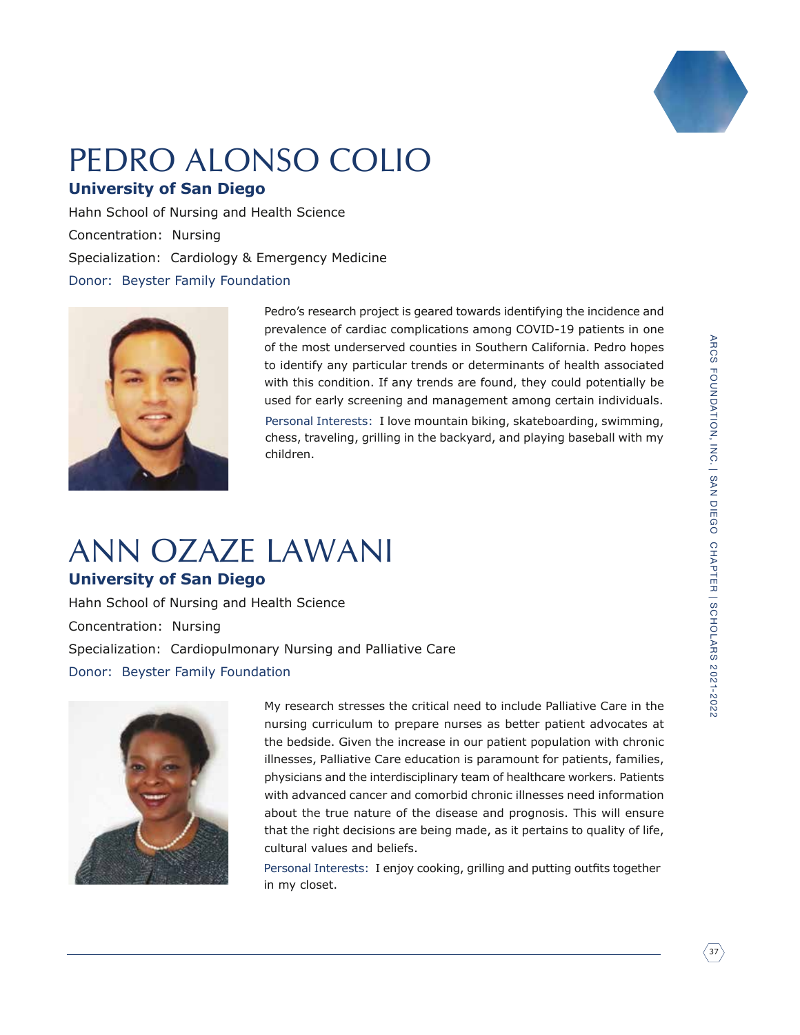# PEDRO ALONSO COLIO

**University of San Diego**

Hahn School of Nursing and Health Science

Concentration: Nursing

Specialization: Cardiology & Emergency Medicine

Donor: Beyster Family Foundation

Pedro's research project is geared towards identifying the incidence and prevalence of cardiac complications among COVID-19 patients in one of the most underserved counties in Southern California. Pedro hopes to identify any particular trends or determinants of health associated with this condition. If any trends are found, they could potentially be used for early screening and management among certain individuals.

Personal Interests: I love mountain biking, skateboarding, swimming, chess, traveling, grilling in the backyard, and playing baseball with my children.

# ANN OZAZE LAWANI

**University of San Diego**

Hahn School of Nursing and Health Science

Concentration: Nursing

Specialization: Cardiopulmonary Nursing and Palliative Care

Donor: Beyster Family Foundation

My research stresses the critical need to include Palliative Care in the nursing curriculum to prepare nurses as better patient advocates at the bedside. Given the increase in our patient population with chronic illnesses, Palliative Care education is paramount for patients, families, physicians and the interdisciplinary team of healthcare workers. Patients with advanced cancer and comorbid chronic illnesses need information about the true nature of the disease and prognosis. This will ensure that the right decisions are being made, as it pertains to quality of life, cultural values and beliefs.

Personal Interests: I enjoy cooking, grilling and putting outfits together in my closet.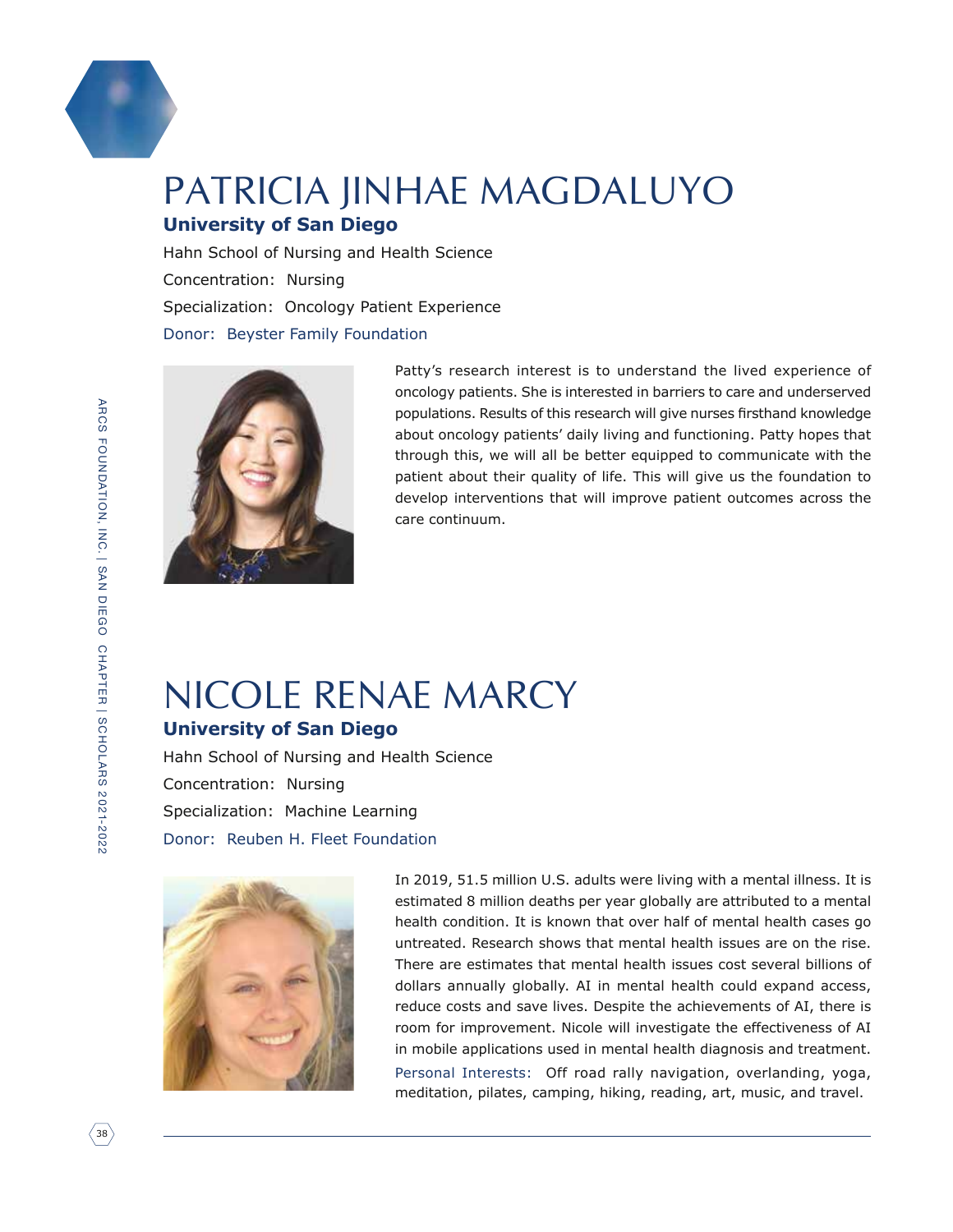# PATRICIA JINHAE MAGDALUYO

**University of San Diego**

Hahn School of Nursing and Health Science

Concentration: Nursing

Specialization: Oncology Patient Experience

Donor: Beyster Family Foundation

Patty's research interest is to understand the lived experience of oncology patients. She is interested in barriers to care and underserved populations. Results of this research will give nurses firsthand knowledge about oncology patients' daily living and functioning. Patty hopes that through this, we will all be better equipped to communicate with the patient about their quality of life. This will give us the foundation to develop interventions that will improve patient outcomes across the care continuum.

# NICOLE RENAE MARCY

**University of San Diego**

Hahn School of Nursing and Health Science

Concentration: Nursing

Specialization: Machine Learning

Donor: Reuben H. Fleet Foundation

In 2019, 51.5 million U.S. adults were living with a mental illness. It is estimated 8 million deaths per year globally are attributed to a mental health condition. It is known that over half of mental health cases go untreated. Research shows that mental health issues are on the rise. There are estimates that mental health issues cost several billions of dollars annually globally. AI in mental health could expand access, reduce costs and save lives. Despite the achievements of AI, there is room for improvement. Nicole will investigate the effectiveness of AI in mobile applications used in mental health diagnosis and treatment.

Personal Interests: Off road rally navigation, overlanding, yoga, meditation, pilates, camping, hiking, reading, art, music, and travel.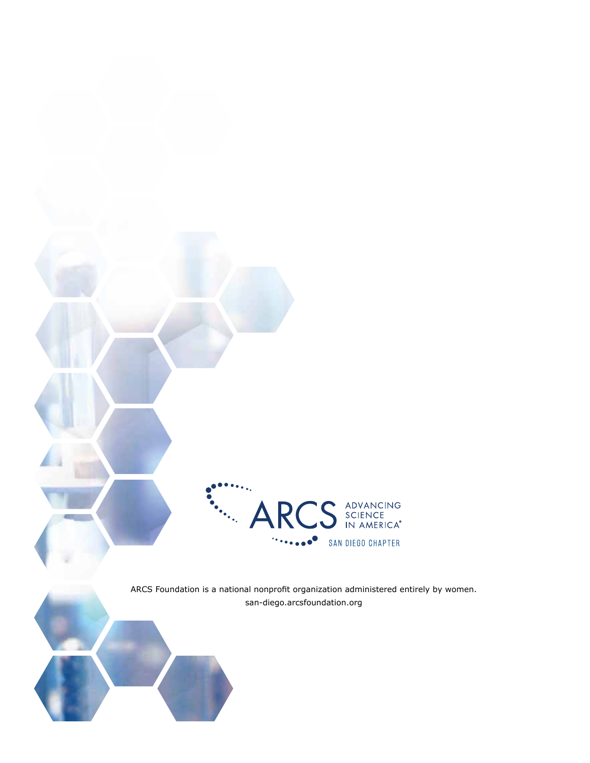ARCS ADVANCING SCIENCE IN AMERICA®

SAN DIEGO CHAPTER

ARCS Foundation is a national nonprofit organization administered entirely by women.

san-diego.arcsfoundation.org